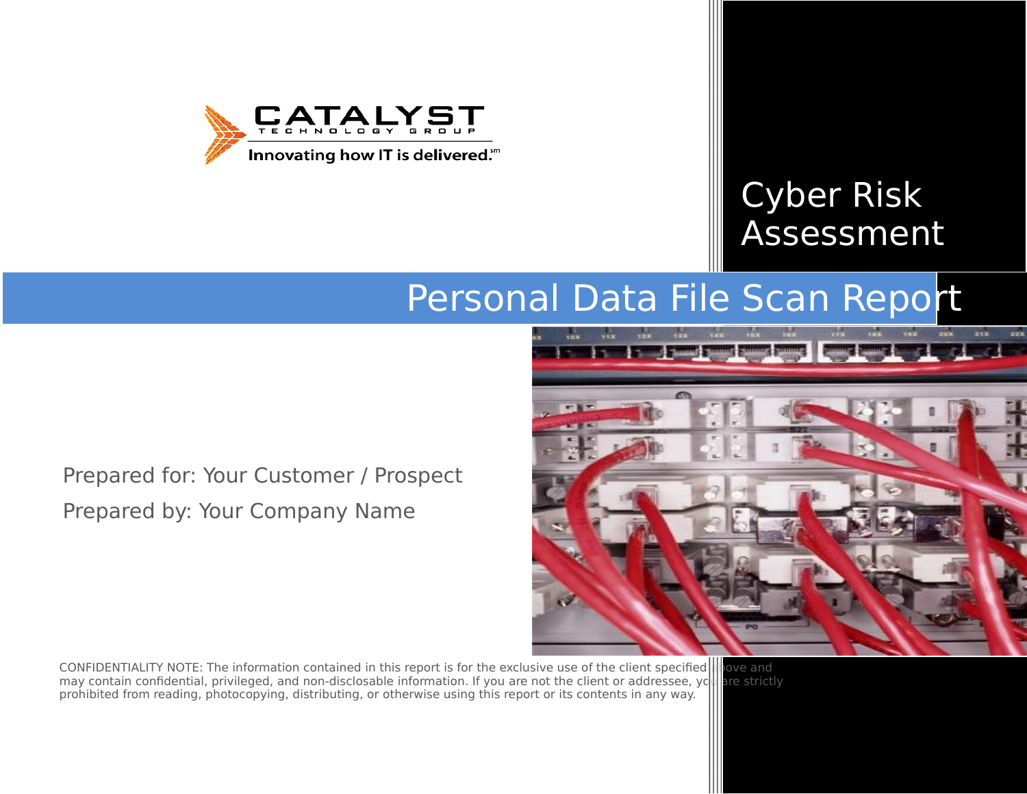CATALYST TECHNOLOGY GROUP

Innovating how IT is delivered.℠

# Cyber Risk Assessment

## Personal Data File Scan Report

Prepared for: Your Customer / Prospect

Prepared by: Your Company Name

CONFIDENTIALITY NOTE: The information contained in this report is for the exclusive use of the client specified above and may contain confidential, privileged, and non-disclosable information. If you are not the client or addressee, you are strictly prohibited from reading, photocopying, distributing, or otherwise using this report or its contents in any way.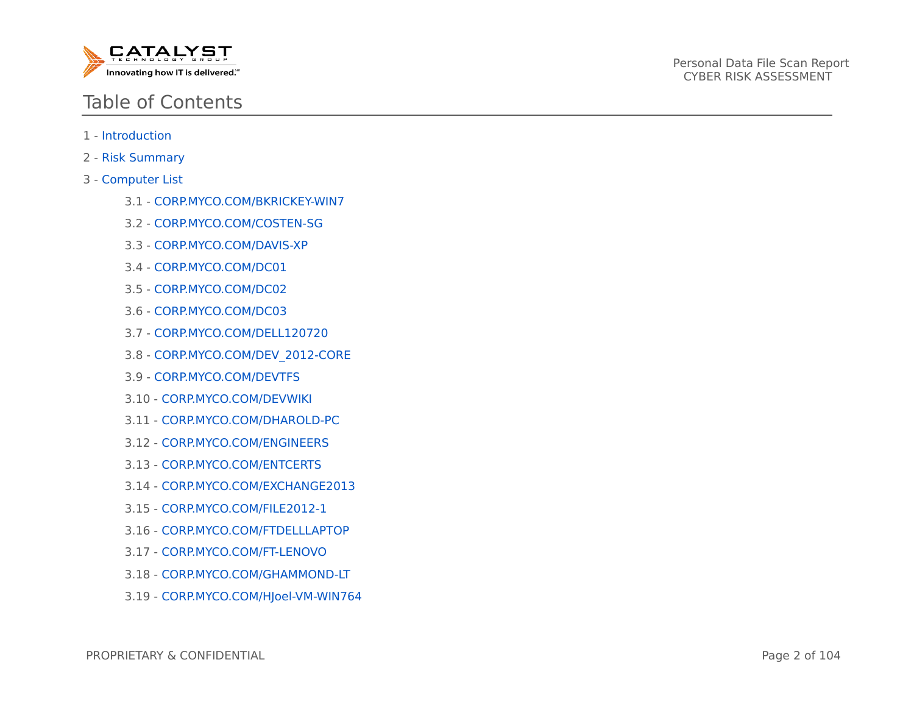# Table of Contents

1 - Introduction

2 - Risk Summary

3 - Computer List

- 3.1 - CORP.MYCO.COM/BKRICKEY-WIN7
- 3.2 - CORP.MYCO.COM/COSTEN-SG
- 3.3 - CORP.MYCO.COM/DAVIS-XP
- 3.4 - CORP.MYCO.COM/DC01
- 3.5 - CORP.MYCO.COM/DC02
- 3.6 - CORP.MYCO.COM/DC03
- 3.7 - CORP.MYCO.COM/DELL120720
- 3.8 - CORP.MYCO.COM/DEV_2012-CORE
- 3.9 - CORP.MYCO.COM/DEVTFS
- 3.10 - CORP.MYCO.COM/DEVWIKI
- 3.11 - CORP.MYCO.COM/DHAROLD-PC
- 3.12 - CORP.MYCO.COM/ENGINEERS
- 3.13 - CORP.MYCO.COM/ENTCERTS
- 3.14 - CORP.MYCO.COM/EXCHANGE2013
- 3.15 - CORP.MYCO.COM/FILE2012-1
- 3.16 - CORP.MYCO.COM/FTDELLLAPTOP
- 3.17 - CORP.MYCO.COM/FT-LENOVO
- 3.18 - CORP.MYCO.COM/GHAMMOND-LT
- 3.19 - CORP.MYCO.COM/HJoel-VM-WIN764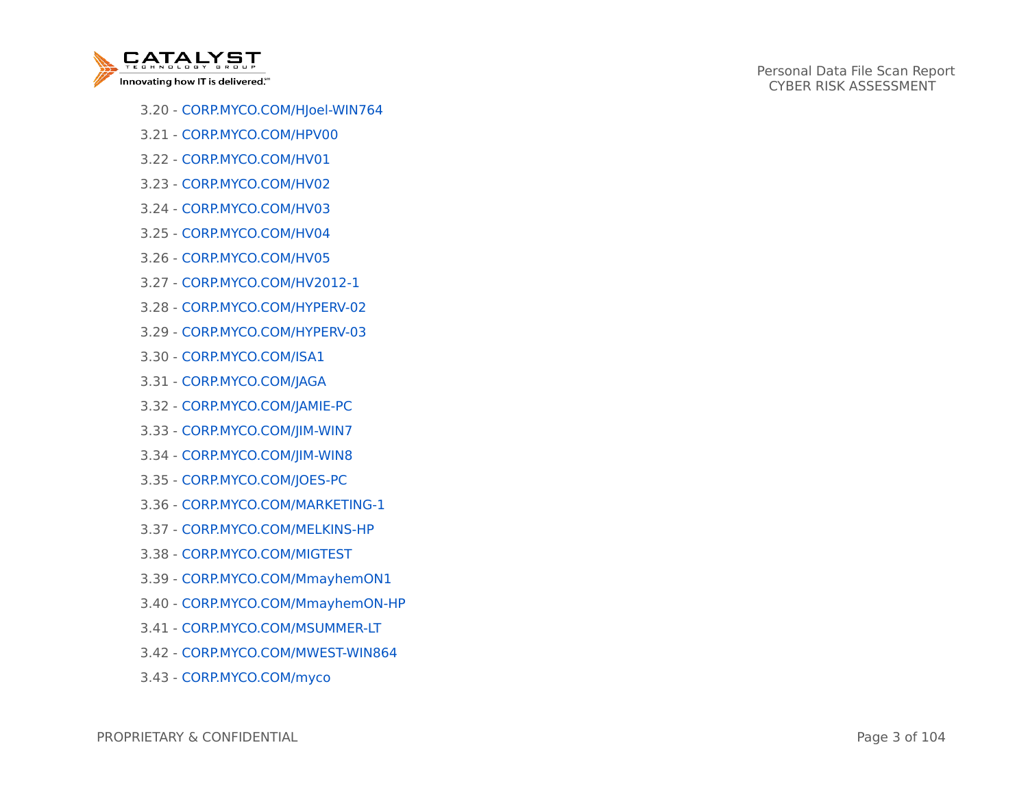3.20 - CORP.MYCO.COM/HJoel-WIN764

3.21 - CORP.MYCO.COM/HPV00

3.22 - CORP.MYCO.COM/HV01

3.23 - CORP.MYCO.COM/HV02

3.24 - CORP.MYCO.COM/HV03

3.25 - CORP.MYCO.COM/HV04

3.26 - CORP.MYCO.COM/HV05

3.27 - CORP.MYCO.COM/HV2012-1

3.28 - CORP.MYCO.COM/HYPERV-02

3.29 - CORP.MYCO.COM/HYPERV-03

3.30 - CORP.MYCO.COM/ISA1

3.31 - CORP.MYCO.COM/JAGA

3.32 - CORP.MYCO.COM/JAMIE-PC

3.33 - CORP.MYCO.COM/JIM-WIN7

3.34 - CORP.MYCO.COM/JIM-WIN8

3.35 - CORP.MYCO.COM/JOES-PC

3.36 - CORP.MYCO.COM/MARKETING-1

3.37 - CORP.MYCO.COM/MELKINS-HP

3.38 - CORP.MYCO.COM/MIGTEST

3.39 - CORP.MYCO.COM/MmayhemON1

3.40 - CORP.MYCO.COM/MmayhemON-HP

3.41 - CORP.MYCO.COM/MSUMMER-LT

3.42 - CORP.MYCO.COM/MWEST-WIN864

3.43 - CORP.MYCO.COM/myco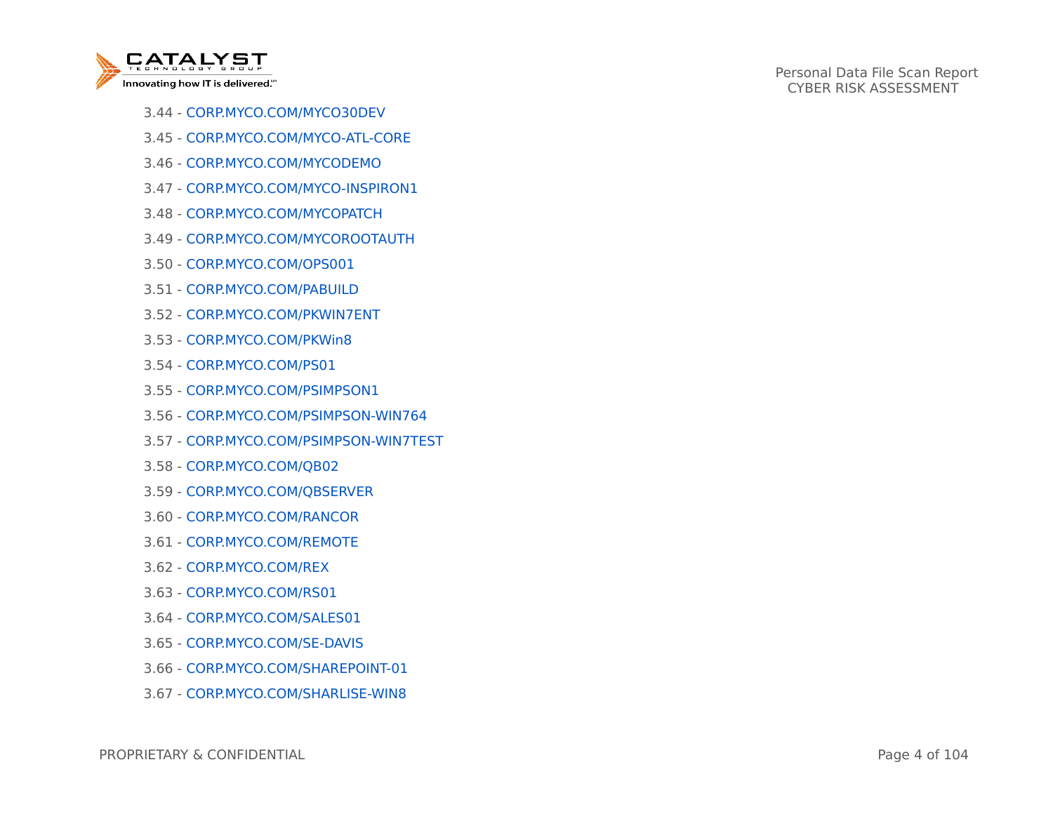3.44 - CORP.MYCO.COM/MYCO30DEV

3.45 - CORP.MYCO.COM/MYCO-ATL-CORE

3.46 - CORP.MYCO.COM/MYCODEMO

3.47 - CORP.MYCO.COM/MYCO-INSPIRON1

3.48 - CORP.MYCO.COM/MYCOPATCH

3.49 - CORP.MYCO.COM/MYCOROOTAUTH

3.50 - CORP.MYCO.COM/OPS001

3.51 - CORP.MYCO.COM/PABUILD

3.52 - CORP.MYCO.COM/PKWIN7ENT

3.53 - CORP.MYCO.COM/PKWin8

3.54 - CORP.MYCO.COM/PS01

3.55 - CORP.MYCO.COM/PSIMPSON1

3.56 - CORP.MYCO.COM/PSIMPSON-WIN764

3.57 - CORP.MYCO.COM/PSIMPSON-WIN7TEST

3.58 - CORP.MYCO.COM/QB02

3.59 - CORP.MYCO.COM/QBSERVER

3.60 - CORP.MYCO.COM/RANCOR

3.61 - CORP.MYCO.COM/REMOTE

3.62 - CORP.MYCO.COM/REX

3.63 - CORP.MYCO.COM/RS01

3.64 - CORP.MYCO.COM/SALES01

3.65 - CORP.MYCO.COM/SE-DAVIS

3.66 - CORP.MYCO.COM/SHAREPOINT-01

3.67 - CORP.MYCO.COM/SHARLISE-WIN8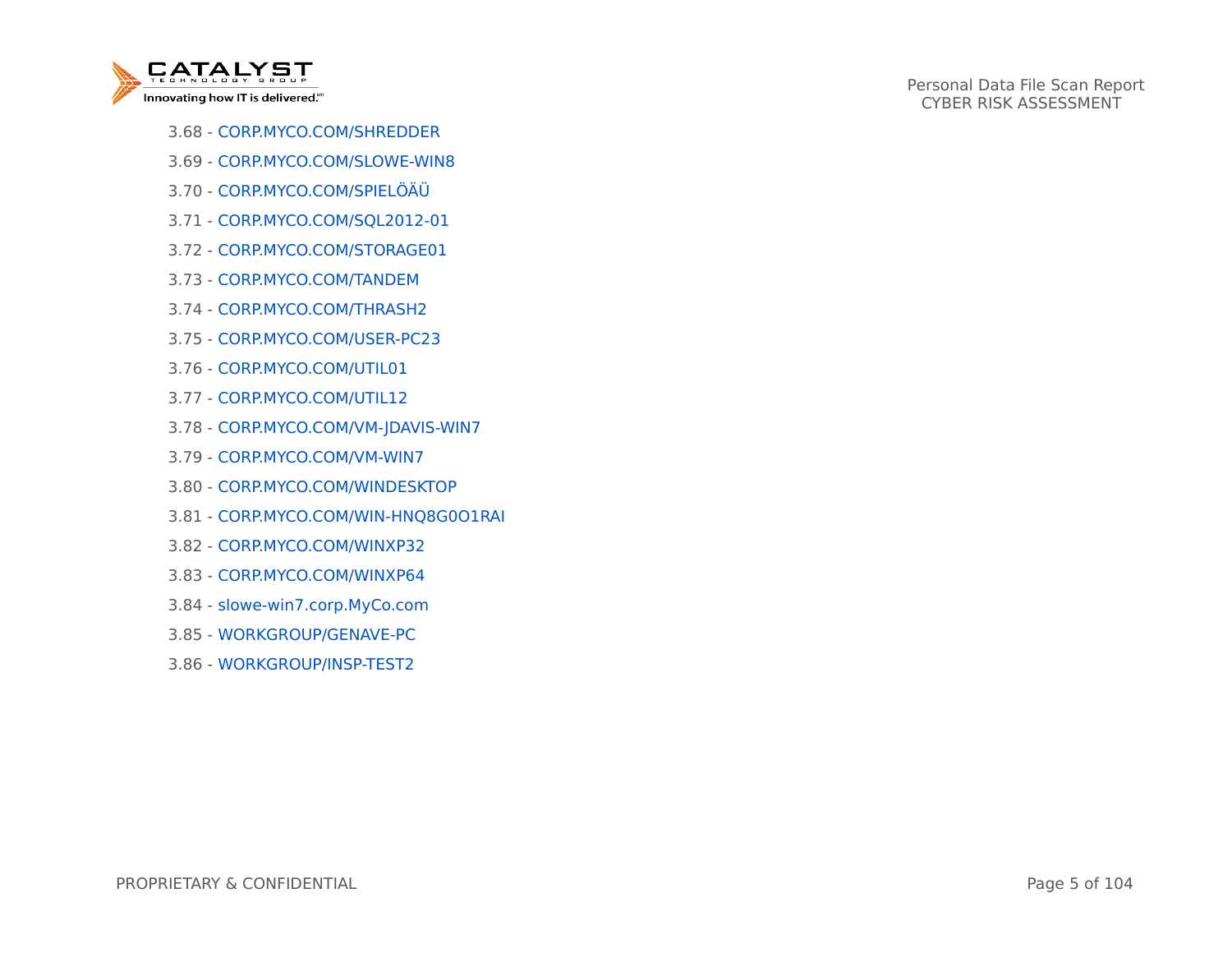3.68 - CORP.MYCO.COM/SHREDDER

3.69 - CORP.MYCO.COM/SLOWE-WIN8

3.70 - CORP.MYCO.COM/SPIELÖÄÜ

3.71 - CORP.MYCO.COM/SQL2012-01

3.72 - CORP.MYCO.COM/STORAGE01

3.73 - CORP.MYCO.COM/TANDEM

3.74 - CORP.MYCO.COM/THRASH2

3.75 - CORP.MYCO.COM/USER-PC23

3.76 - CORP.MYCO.COM/UTIL01

3.77 - CORP.MYCO.COM/UTIL12

3.78 - CORP.MYCO.COM/VM-JDAVIS-WIN7

3.79 - CORP.MYCO.COM/VM-WIN7

3.80 - CORP.MYCO.COM/WINDESKTOP

3.81 - CORP.MYCO.COM/WIN-HNQ8G0O1RAI

3.82 - CORP.MYCO.COM/WINXP32

3.83 - CORP.MYCO.COM/WINXP64

3.84 - slowe-win7.corp.MyCo.com

3.85 - WORKGROUP/GENAVE-PC

3.86 - WORKGROUP/INSP-TEST2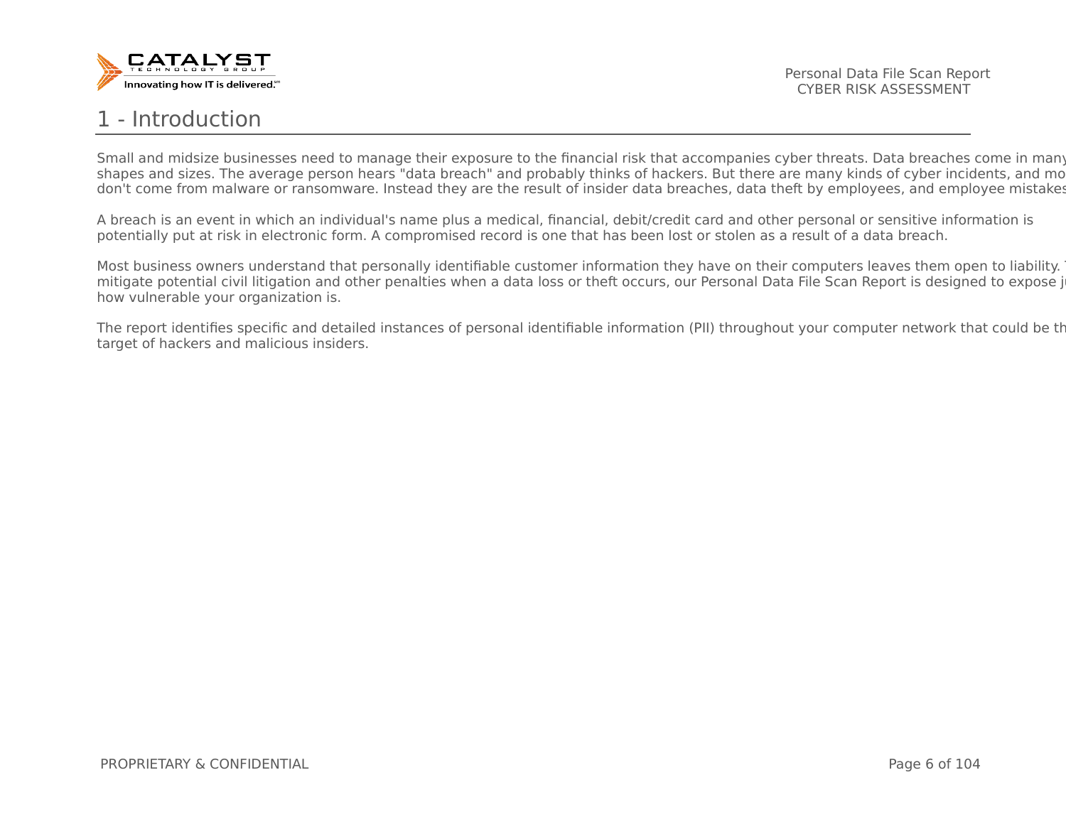# 1 - Introduction

Small and midsize businesses need to manage their exposure to the financial risk that accompanies cyber threats. Data breaches come in many shapes and sizes. The average person hears "data breach" and probably thinks of hackers. But there are many kinds of cyber incidents, and mo don't come from malware or ransomware. Instead they are the result of insider data breaches, data theft by employees, and employee mistakes

A breach is an event in which an individual's name plus a medical, financial, debit/credit card and other personal or sensitive information is potentially put at risk in electronic form. A compromised record is one that has been lost or stolen as a result of a data breach.

Most business owners understand that personally identifiable customer information they have on their computers leaves them open to liability. mitigate potential civil litigation and other penalties when a data loss or theft occurs, our Personal Data File Scan Report is designed to expose j how vulnerable your organization is.

The report identifies specific and detailed instances of personal identifiable information (PII) throughout your computer network that could be th target of hackers and malicious insiders.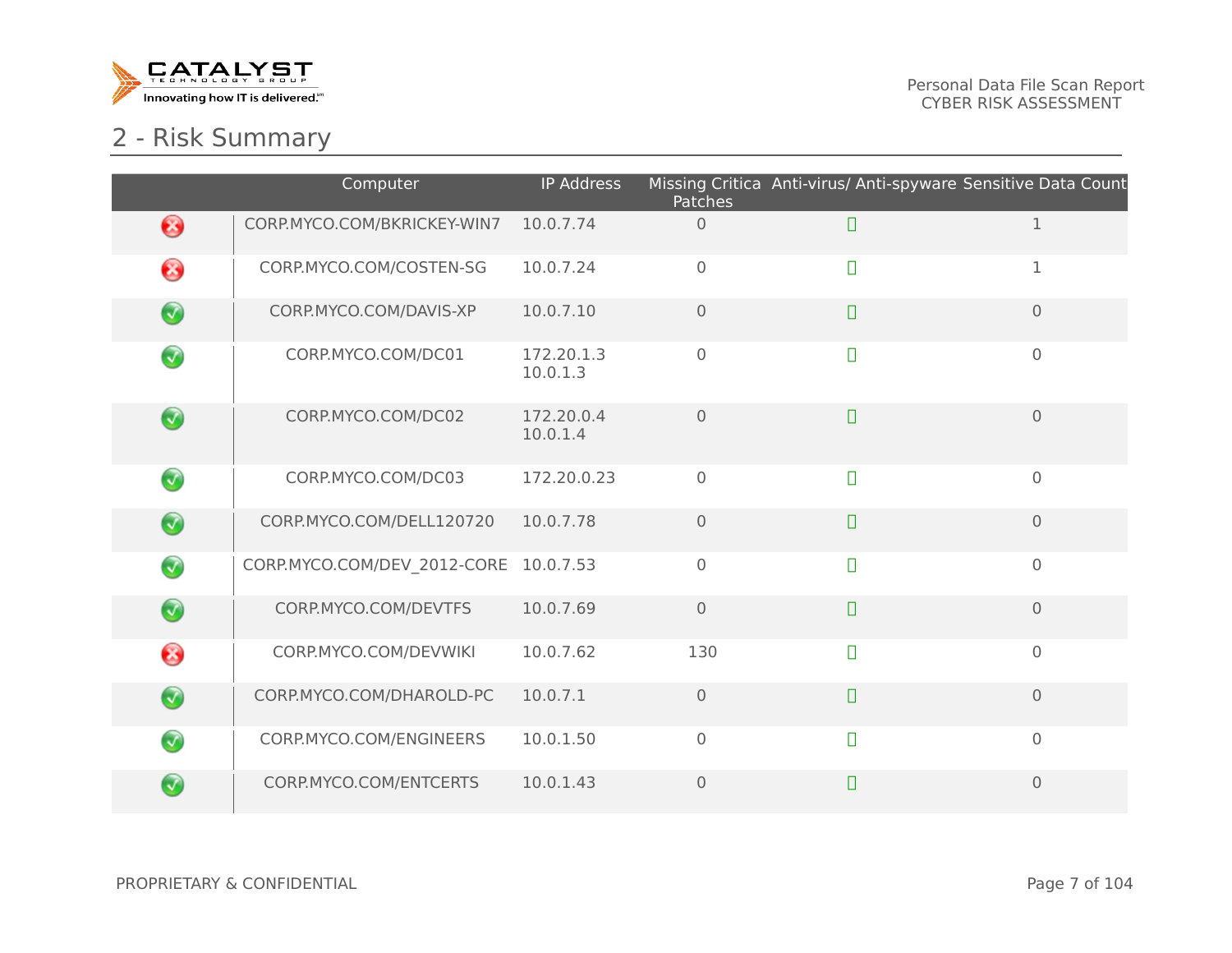## 2 - Risk Summary

| | Computer | IP Address | Missing Critica Patches | Anti-virus/ Anti-spyware | Sensitive Data Count |
|---|---|---|---|---|---|
| ✗ | CORP.MYCO.COM/BKRICKEY-WIN7 | 10.0.7.74 | 0 | ✓ | 1 |
| ✗ | CORP.MYCO.COM/COSTEN-SG | 10.0.7.24 | 0 | ✓ | 1 |
| ✓ | CORP.MYCO.COM/DAVIS-XP | 10.0.7.10 | 0 | ✓ | 0 |
| ✓ | CORP.MYCO.COM/DC01 | 172.20.1.3<br>10.0.1.3 | 0 | ✓ | 0 |
| ✓ | CORP.MYCO.COM/DC02 | 172.20.0.4<br>10.0.1.4 | 0 | ✓ | 0 |
| ✓ | CORP.MYCO.COM/DC03 | 172.20.0.23 | 0 | ✓ | 0 |
| ✓ | CORP.MYCO.COM/DELL120720 | 10.0.7.78 | 0 | ✓ | 0 |
| ✓ | CORP.MYCO.COM/DEV_2012-CORE | 10.0.7.53 | 0 | ✓ | 0 |
| ✓ | CORP.MYCO.COM/DEVTFS | 10.0.7.69 | 0 | ✓ | 0 |
| ✗ | CORP.MYCO.COM/DEVWIKI | 10.0.7.62 | 130 | ✓ | 0 |
| ✓ | CORP.MYCO.COM/DHAROLD-PC | 10.0.7.1 | 0 | ✓ | 0 |
| ✓ | CORP.MYCO.COM/ENGINEERS | 10.0.1.50 | 0 | ✓ | 0 |
| ✓ | CORP.MYCO.COM/ENTCERTS | 10.0.1.43 | 0 | ✓ | 0 |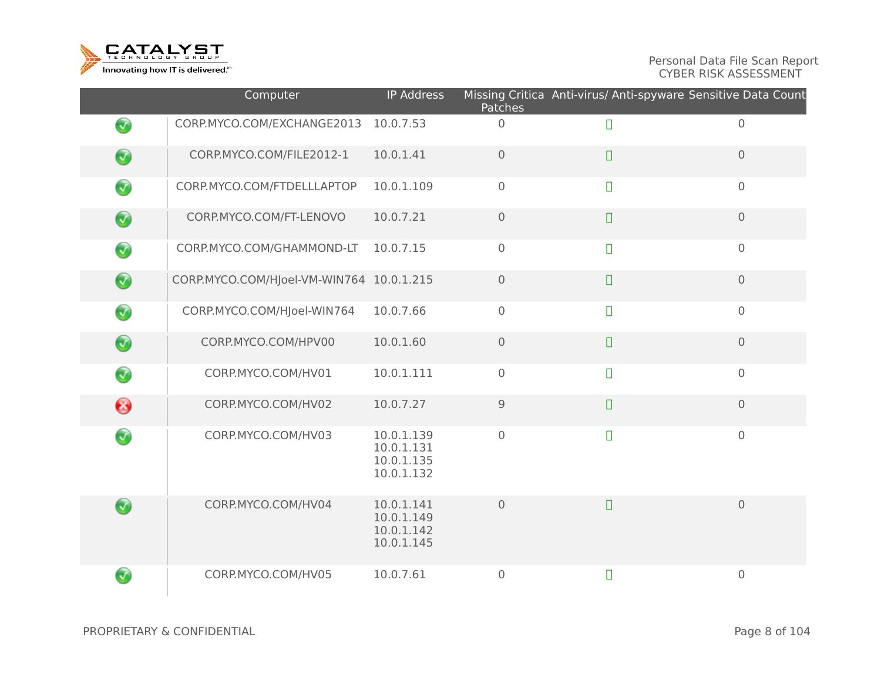| | Computer | IP Address | Missing Critica Patches | Anti-virus/ Anti-spyware | Sensitive Data Count |
|---|---|---|---|---|---|
| ✓ | CORP.MYCO.COM/EXCHANGE2013 | 10.0.7.53 | 0 | ✓ | 0 |
| ✓ | CORP.MYCO.COM/FILE2012-1 | 10.0.1.41 | 0 | ✓ | 0 |
| ✓ | CORP.MYCO.COM/FTDELLLAPTOP | 10.0.1.109 | 0 | ✓ | 0 |
| ✓ | CORP.MYCO.COM/FT-LENOVO | 10.0.7.21 | 0 | ✓ | 0 |
| ✓ | CORP.MYCO.COM/GHAMMOND-LT | 10.0.7.15 | 0 | ✓ | 0 |
| ✓ | CORP.MYCO.COM/HJoel-VM-WIN764 | 10.0.1.215 | 0 | ✓ | 0 |
| ✓ | CORP.MYCO.COM/HJoel-WIN764 | 10.0.7.66 | 0 | ✓ | 0 |
| ✓ | CORP.MYCO.COM/HPV00 | 10.0.1.60 | 0 | ✓ | 0 |
| ✓ | CORP.MYCO.COM/HV01 | 10.0.1.111 | 0 | ✓ | 0 |
| ✗ | CORP.MYCO.COM/HV02 | 10.0.7.27 | 9 | ✓ | 0 |
| ✓ | CORP.MYCO.COM/HV03 | 10.0.1.139<br>10.0.1.131<br>10.0.1.135<br>10.0.1.132 | 0 | ✓ | 0 |
| ✓ | CORP.MYCO.COM/HV04 | 10.0.1.141<br>10.0.1.149<br>10.0.1.142<br>10.0.1.145 | 0 | ✓ | 0 |
| ✓ | CORP.MYCO.COM/HV05 | 10.0.7.61 | 0 | ✓ | 0 |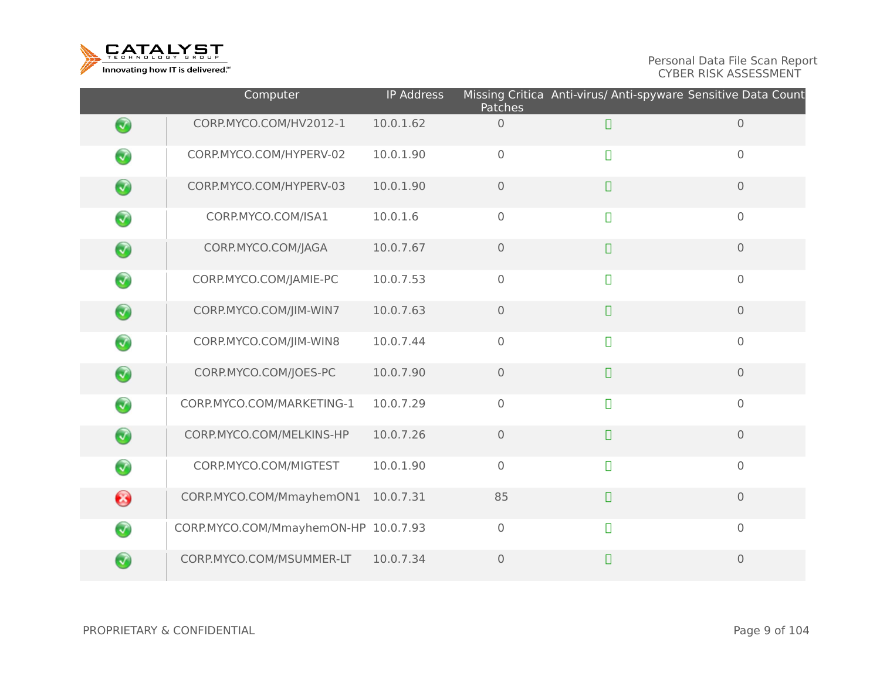| | Computer | IP Address | Missing Critica Patches | Anti-virus/ Anti-spyware | Sensitive Data Count |
|---|---|---|---|---|---|
| ✓ | CORP.MYCO.COM/HV2012-1 | 10.0.1.62 | 0 | ✓ | 0 |
| ✓ | CORP.MYCO.COM/HYPERV-02 | 10.0.1.90 | 0 | ✓ | 0 |
| ✓ | CORP.MYCO.COM/HYPERV-03 | 10.0.1.90 | 0 | ✓ | 0 |
| ✓ | CORP.MYCO.COM/ISA1 | 10.0.1.6 | 0 | ✓ | 0 |
| ✓ | CORP.MYCO.COM/JAGA | 10.0.7.67 | 0 | ✓ | 0 |
| ✓ | CORP.MYCO.COM/JAMIE-PC | 10.0.7.53 | 0 | ✓ | 0 |
| ✓ | CORP.MYCO.COM/JIM-WIN7 | 10.0.7.63 | 0 | ✓ | 0 |
| ✓ | CORP.MYCO.COM/JIM-WIN8 | 10.0.7.44 | 0 | ✓ | 0 |
| ✓ | CORP.MYCO.COM/JOES-PC | 10.0.7.90 | 0 | ✓ | 0 |
| ✓ | CORP.MYCO.COM/MARKETING-1 | 10.0.7.29 | 0 | ✓ | 0 |
| ✓ | CORP.MYCO.COM/MELKINS-HP | 10.0.7.26 | 0 | ✓ | 0 |
| ✓ | CORP.MYCO.COM/MIGTEST | 10.0.1.90 | 0 | ✓ | 0 |
| ✗ | CORP.MYCO.COM/MmayhemON1 | 10.0.7.31 | 85 | ✓ | 0 |
| ✓ | CORP.MYCO.COM/MmayhemON-HP | 10.0.7.93 | 0 | ✓ | 0 |
| ✓ | CORP.MYCO.COM/MSUMMER-LT | 10.0.7.34 | 0 | ✓ | 0 |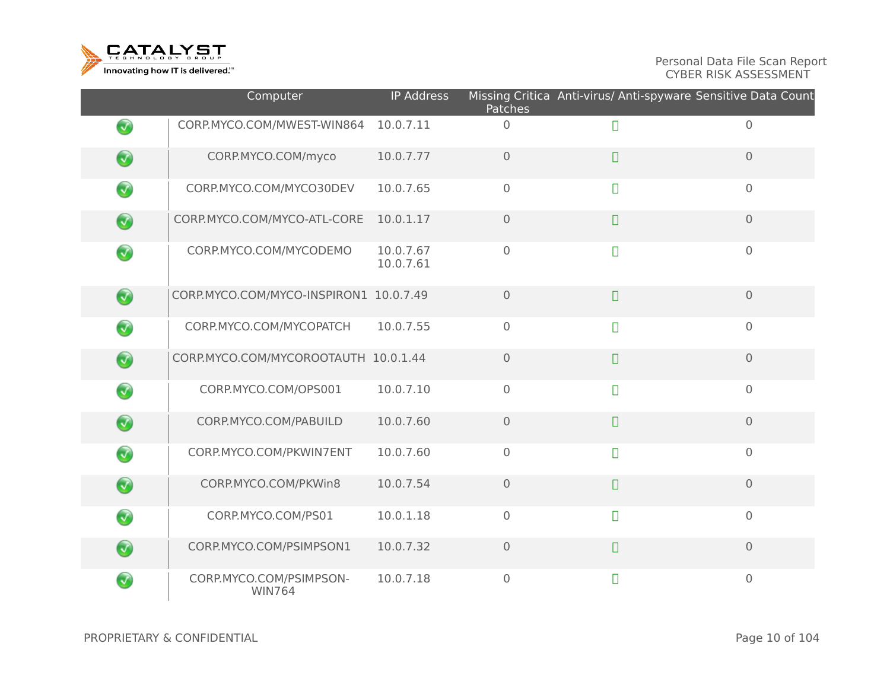| | Computer | IP Address | Missing Critical Patches | Anti-virus/ Anti-spyware | Sensitive Data Count |
|---|---|---|---|---|---|
| ✓ | CORP.MYCO.COM/MWEST-WIN864 | 10.0.7.11 | 0 | | 0 |
| ✓ | CORP.MYCO.COM/myco | 10.0.7.77 | 0 | | 0 |
| ✓ | CORP.MYCO.COM/MYCO30DEV | 10.0.7.65 | 0 | | 0 |
| ✓ | CORP.MYCO.COM/MYCO-ATL-CORE | 10.0.1.17 | 0 | | 0 |
| ✓ | CORP.MYCO.COM/MYCODEMO | 10.0.7.67 10.0.7.61 | 0 | | 0 |
| ✓ | CORP.MYCO.COM/MYCO-INSPIRON1 | 10.0.7.49 | 0 | | 0 |
| ✓ | CORP.MYCO.COM/MYCOPATCH | 10.0.7.55 | 0 | | 0 |
| ✓ | CORP.MYCO.COM/MYCOROOTAUTH | 10.0.1.44 | 0 | | 0 |
| ✓ | CORP.MYCO.COM/OPS001 | 10.0.7.10 | 0 | | 0 |
| ✓ | CORP.MYCO.COM/PABUILD | 10.0.7.60 | 0 | | 0 |
| ✓ | CORP.MYCO.COM/PKWIN7ENT | 10.0.7.60 | 0 | | 0 |
| ✓ | CORP.MYCO.COM/PKWin8 | 10.0.7.54 | 0 | | 0 |
| ✓ | CORP.MYCO.COM/PS01 | 10.0.1.18 | 0 | | 0 |
| ✓ | CORP.MYCO.COM/PSIMPSON1 | 10.0.7.32 | 0 | | 0 |
| ✓ | CORP.MYCO.COM/PSIMPSON-WIN764 | 10.0.7.18 | 0 | | 0 |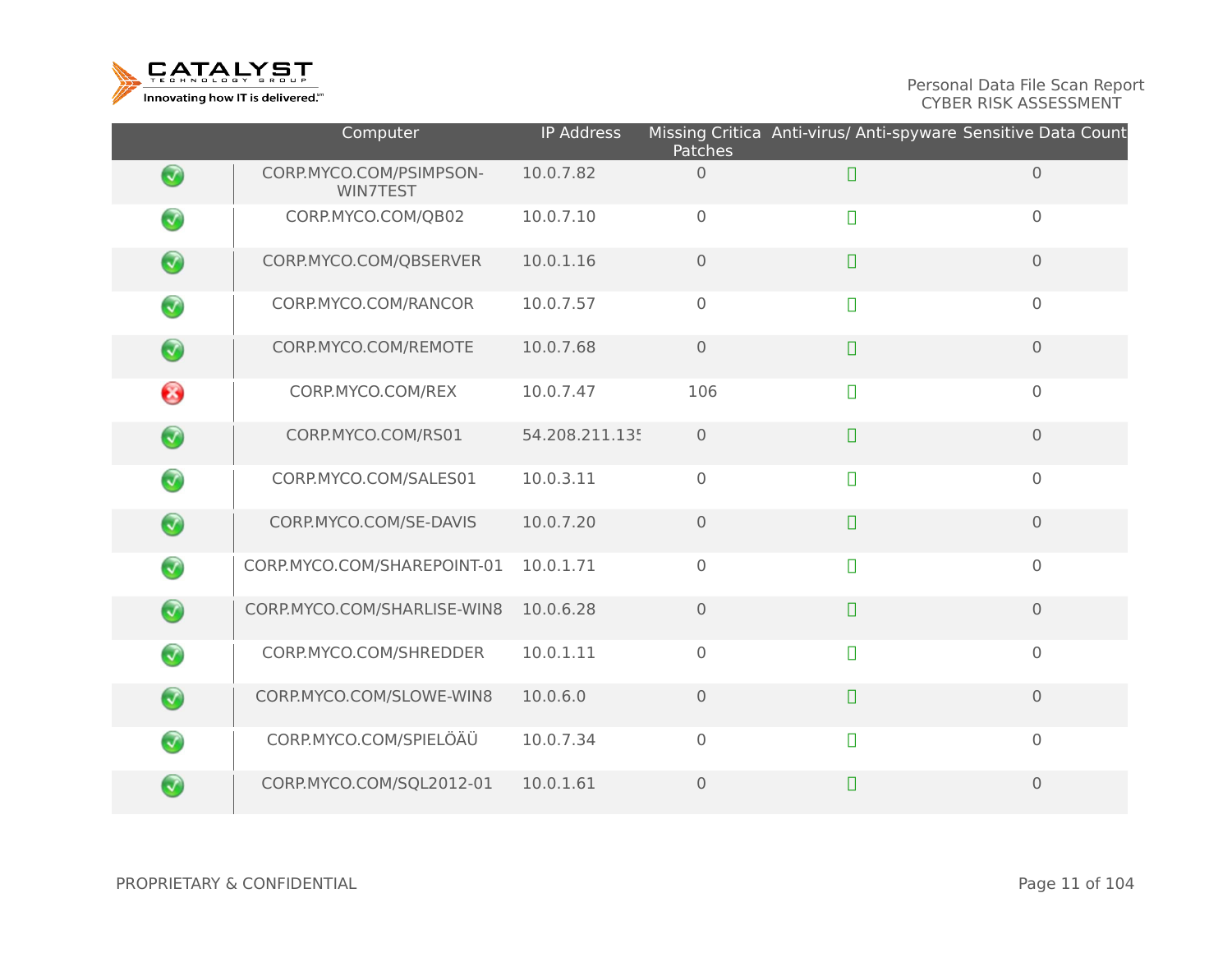| | Computer | IP Address | Missing Critica Patches | Anti-virus/ Anti-spyware | Sensitive Data Count |
|---|---|---|---|---|---|
| ✓ | CORP.MYCO.COM/PSIMPSON-WIN7TEST | 10.0.7.82 | 0 | ✓ | 0 |
| ✓ | CORP.MYCO.COM/QB02 | 10.0.7.10 | 0 | ✓ | 0 |
| ✓ | CORP.MYCO.COM/QBSERVER | 10.0.1.16 | 0 | ✓ | 0 |
| ✓ | CORP.MYCO.COM/RANCOR | 10.0.7.57 | 0 | ✓ | 0 |
| ✓ | CORP.MYCO.COM/REMOTE | 10.0.7.68 | 0 | ✓ | 0 |
| ✗ | CORP.MYCO.COM/REX | 10.0.7.47 | 106 | ✓ | 0 |
| ✓ | CORP.MYCO.COM/RS01 | 54.208.211.135 | 0 | ✓ | 0 |
| ✓ | CORP.MYCO.COM/SALES01 | 10.0.3.11 | 0 | ✓ | 0 |
| ✓ | CORP.MYCO.COM/SE-DAVIS | 10.0.7.20 | 0 | ✓ | 0 |
| ✓ | CORP.MYCO.COM/SHAREPOINT-01 | 10.0.1.71 | 0 | ✓ | 0 |
| ✓ | CORP.MYCO.COM/SHARLISE-WIN8 | 10.0.6.28 | 0 | ✓ | 0 |
| ✓ | CORP.MYCO.COM/SHREDDER | 10.0.1.11 | 0 | ✓ | 0 |
| ✓ | CORP.MYCO.COM/SLOWE-WIN8 | 10.0.6.0 | 0 | ✓ | 0 |
| ✓ | CORP.MYCO.COM/SPIELÖÄÜ | 10.0.7.34 | 0 | ✓ | 0 |
| ✓ | CORP.MYCO.COM/SQL2012-01 | 10.0.1.61 | 0 | ✓ | 0 |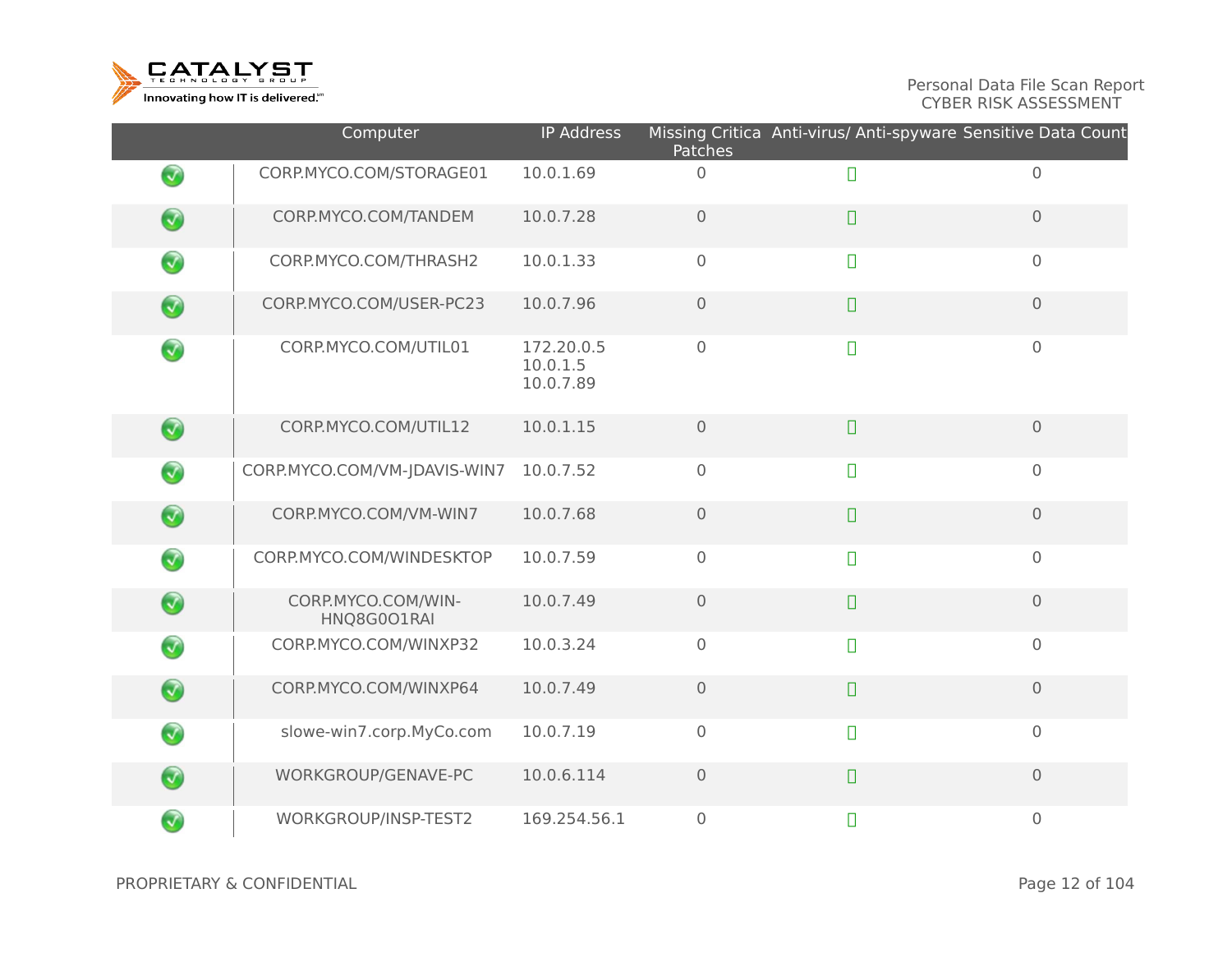Personal Data File Scan Report
CYBER RISK ASSESSMENT

| | Computer | IP Address | Missing Critica Patches | Anti-virus/ Anti-spyware | Sensitive Data Count |
|---|---|---|---|---|---|
| ✓ | CORP.MYCO.COM/STORAGE01 | 10.0.1.69 | 0 | ✓ | 0 |
| ✓ | CORP.MYCO.COM/TANDEM | 10.0.7.28 | 0 | ✓ | 0 |
| ✓ | CORP.MYCO.COM/THRASH2 | 10.0.1.33 | 0 | ✓ | 0 |
| ✓ | CORP.MYCO.COM/USER-PC23 | 10.0.7.96 | 0 | ✓ | 0 |
| ✓ | CORP.MYCO.COM/UTIL01 | 172.20.0.5<br>10.0.1.5<br>10.0.7.89 | 0 | ✓ | 0 |
| ✓ | CORP.MYCO.COM/UTIL12 | 10.0.1.15 | 0 | ✓ | 0 |
| ✓ | CORP.MYCO.COM/VM-JDAVIS-WIN7 | 10.0.7.52 | 0 | ✓ | 0 |
| ✓ | CORP.MYCO.COM/VM-WIN7 | 10.0.7.68 | 0 | ✓ | 0 |
| ✓ | CORP.MYCO.COM/WINDESKTOP | 10.0.7.59 | 0 | ✓ | 0 |
| ✓ | CORP.MYCO.COM/WIN-HNQ8G0O1RAI | 10.0.7.49 | 0 | ✓ | 0 |
| ✓ | CORP.MYCO.COM/WINXP32 | 10.0.3.24 | 0 | ✓ | 0 |
| ✓ | CORP.MYCO.COM/WINXP64 | 10.0.7.49 | 0 | ✓ | 0 |
| ✓ | slowe-win7.corp.MyCo.com | 10.0.7.19 | 0 | ✓ | 0 |
| ✓ | WORKGROUP/GENAVE-PC | 10.0.6.114 | 0 | ✓ | 0 |
| ✓ | WORKGROUP/INSP-TEST2 | 169.254.56.1 | 0 | ✓ | 0 |

PROPRIETARY & CONFIDENTIAL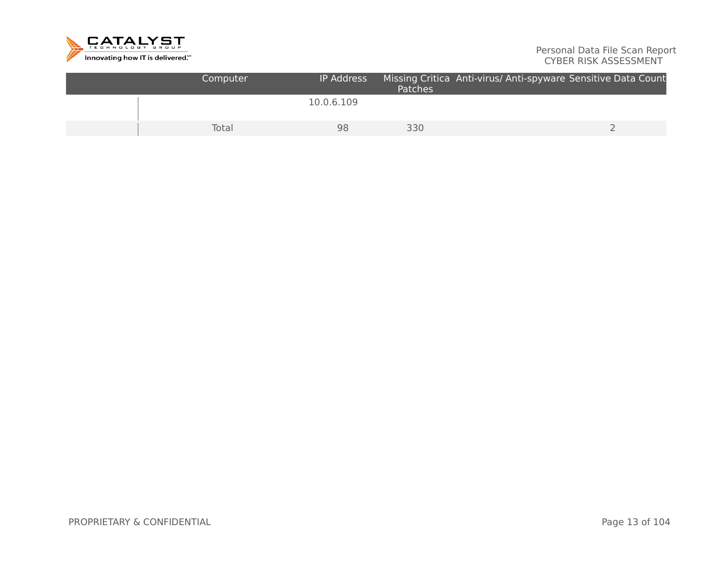| | Computer | IP Address | Missing Critica Patches | Anti-virus/ Anti-spyware | Sensitive Data Count |
|---|---|---|---|---|---|
| | | 10.0.6.109 | | | |
| | Total | 98 | 330 | | 2 |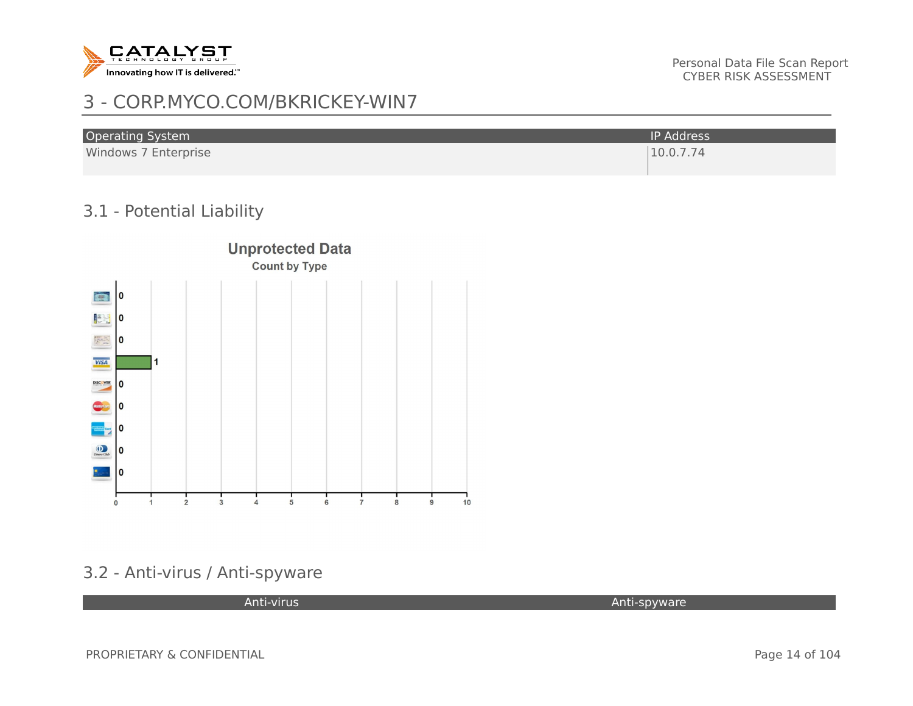# 3 - CORP.MYCO.COM/BKRICKEY-WIN7

| Operating System | IP Address |
| --- | --- |
| Windows 7 Enterprise | 10.0.7.74 |

## 3.1 - Potential Liability

**Unprotected Data**

**Count by Type**

## 3.2 - Anti-virus / Anti-spyware

| Anti-virus | Anti-spyware |
| --- | --- |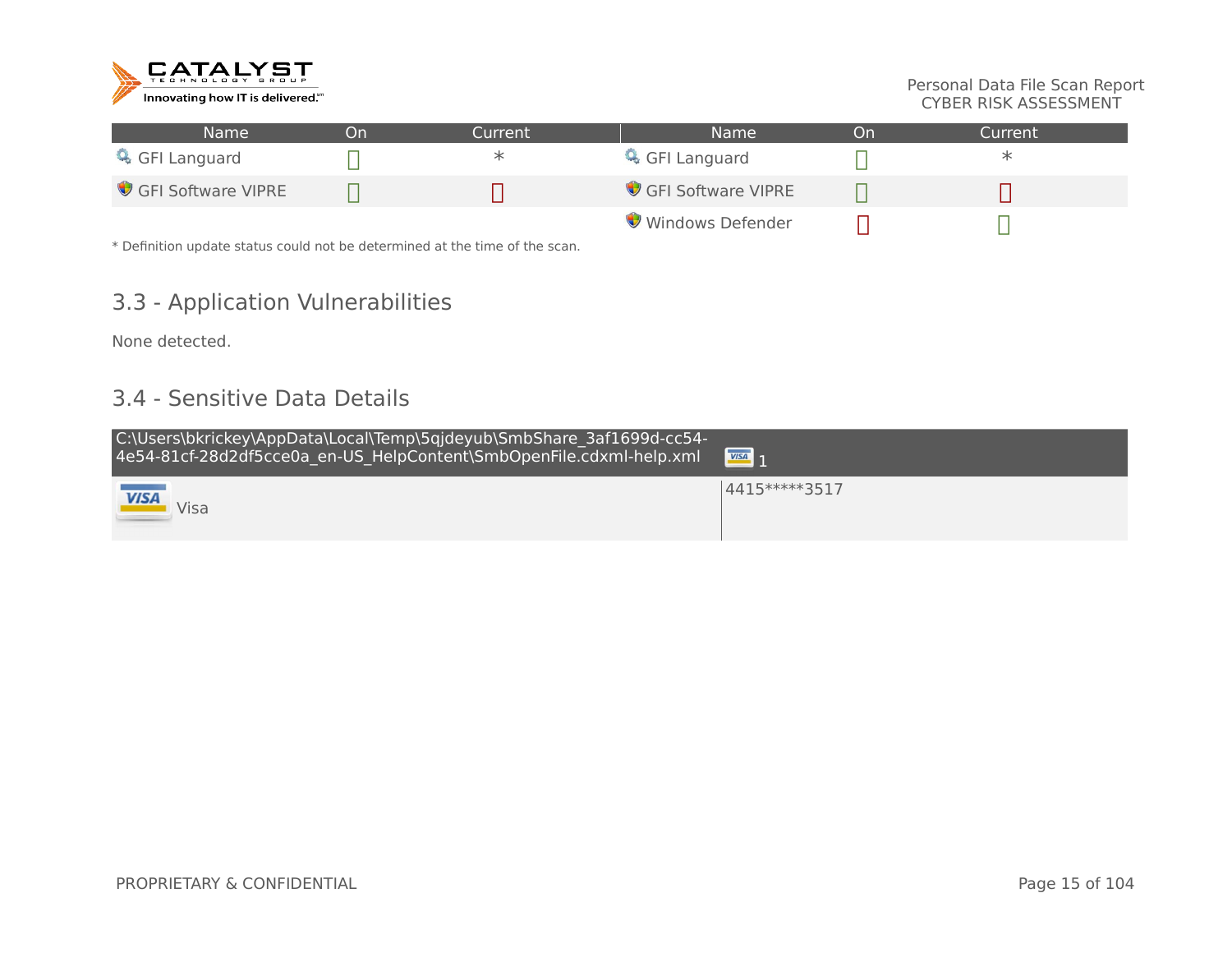| Name | On | Current | Name | On | Current |
|---|---|---|---|---|---|
| GFI Languard | ✓ | * | GFI Languard | ✓ | * |
| GFI Software VIPRE | ✓ | ✗ | GFI Software VIPRE | ✓ | ✗ |
| | | | Windows Defender | ✗ | ✓ |

* Definition update status could not be determined at the time of the scan.

## 3.3 - Application Vulnerabilities

None detected.

## 3.4 - Sensitive Data Details

| C:\Users\bkrickey\AppData\Local\Temp\5qjdeyub\SmbShare_3af1699d-cc54-4e54-81cf-28d2df5cce0a_en-US_HelpContent\SmbOpenFile.cdxml-help.xml | 1 |
|---|---|
| Visa | 4415*****3517 |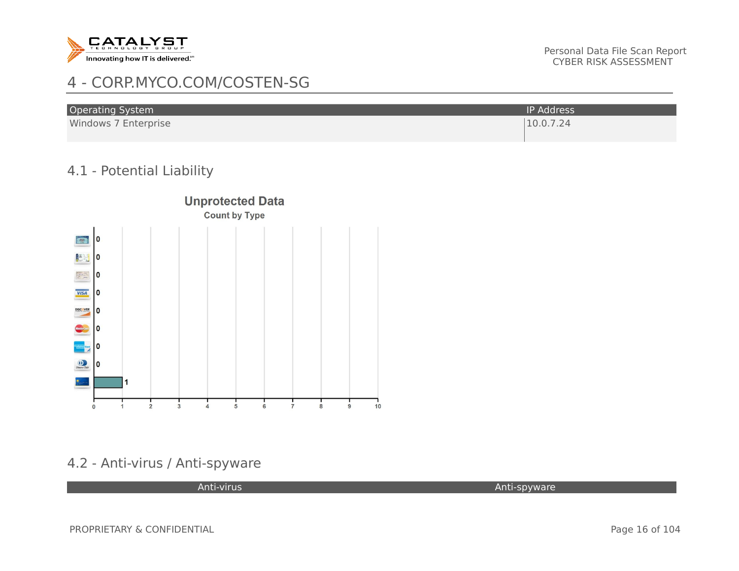## 4 - CORP.MYCO.COM/COSTEN-SG

| Operating System | IP Address |
|---|---|
| Windows 7 Enterprise | 10.0.7.24 |

### 4.1 - Potential Liability

**Unprotected Data**
Count by Type

| Type | Count |
|---|---|
| | 0 |
| | 0 |
| | 0 |
| VISA | 0 |
| DISCOVER | 0 |
| MasterCard | 0 |
| American Express | 0 |
| Diners Club | 0 |
| | 1 |

### 4.2 - Anti-virus / Anti-spyware

| Anti-virus | Anti-spyware |
|---|---|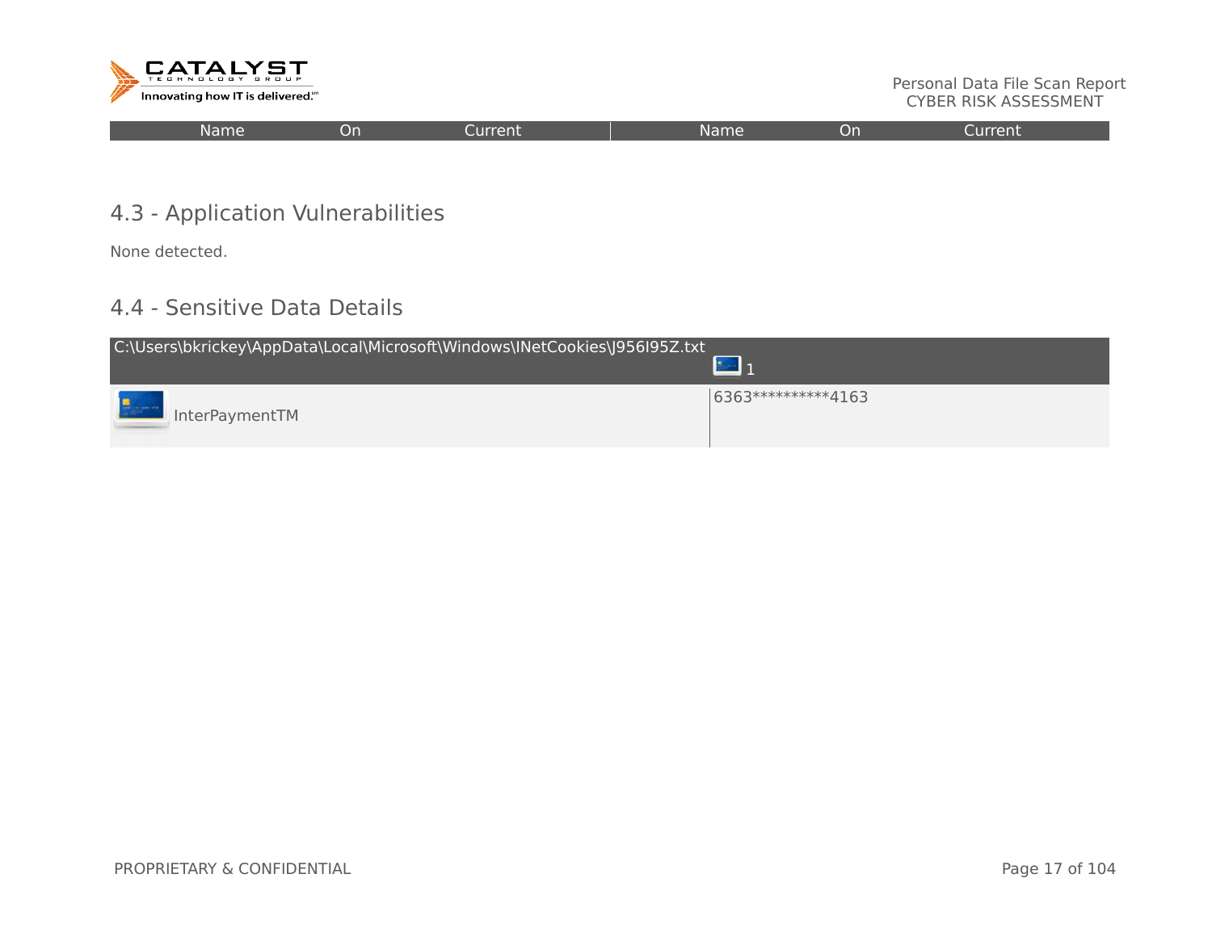| Name | On | Current | Name | On | Current |
|---|---|---|---|---|---|

## 4.3 - Application Vulnerabilities

None detected.

## 4.4 - Sensitive Data Details

| C:\Users\bkrickey\AppData\Local\Microsoft\Windows\INetCookies\J956I95Z.txt | 1 |
|---|---|
| InterPaymentTM | 6363**********4163 |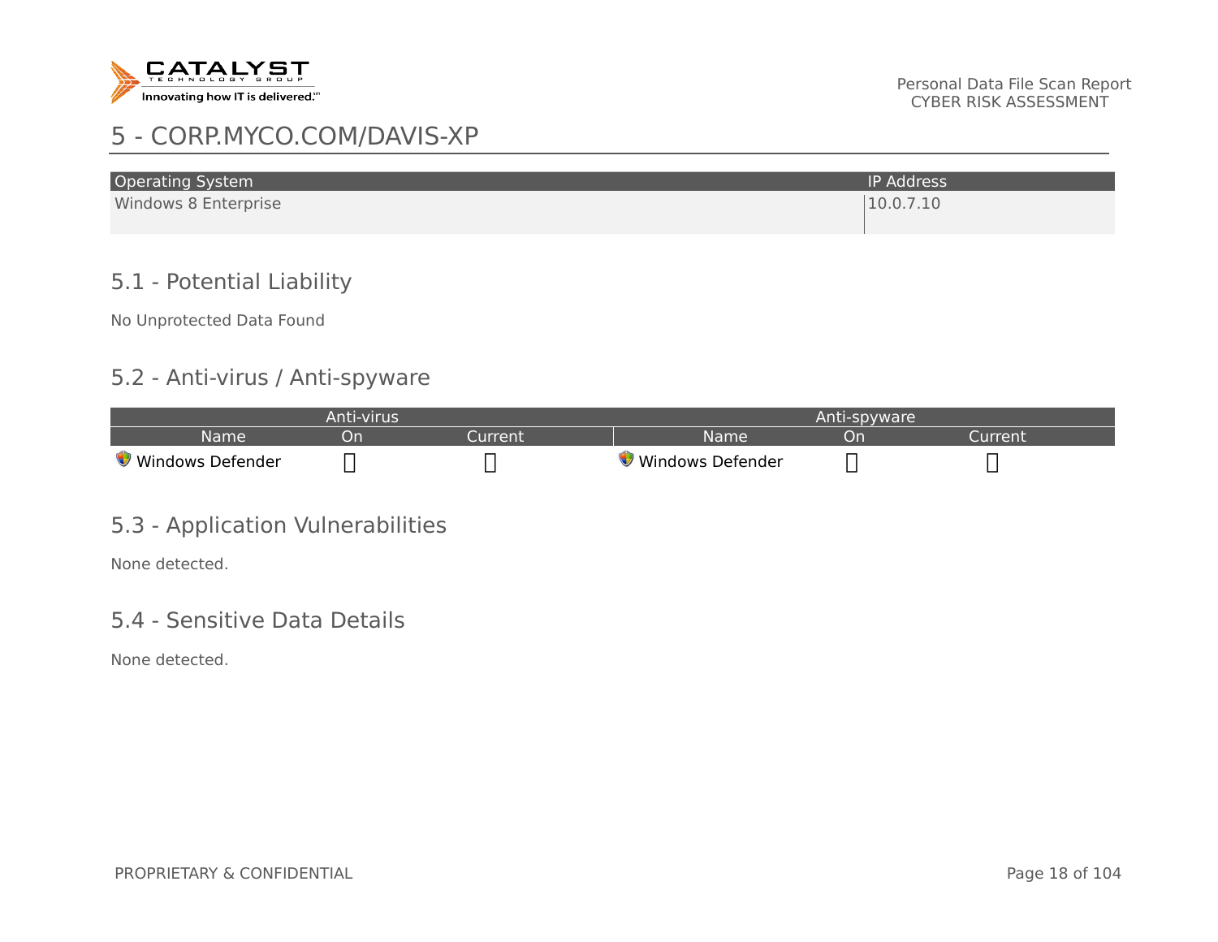# 5 - CORP.MYCO.COM/DAVIS-XP

| Operating System | IP Address |
| --- | --- |
| Windows 8 Enterprise | 10.0.7.10 |

## 5.1 - Potential Liability

No Unprotected Data Found

## 5.2 - Anti-virus / Anti-spyware

| Anti-virus | | | Anti-spyware | | |
| --- | --- | --- | --- | --- | --- |
| Name | On | Current | Name | On | Current |
| Windows Defender | ▯ | ▯ | Windows Defender | ▯ | ▯ |

## 5.3 - Application Vulnerabilities

None detected.

## 5.4 - Sensitive Data Details

None detected.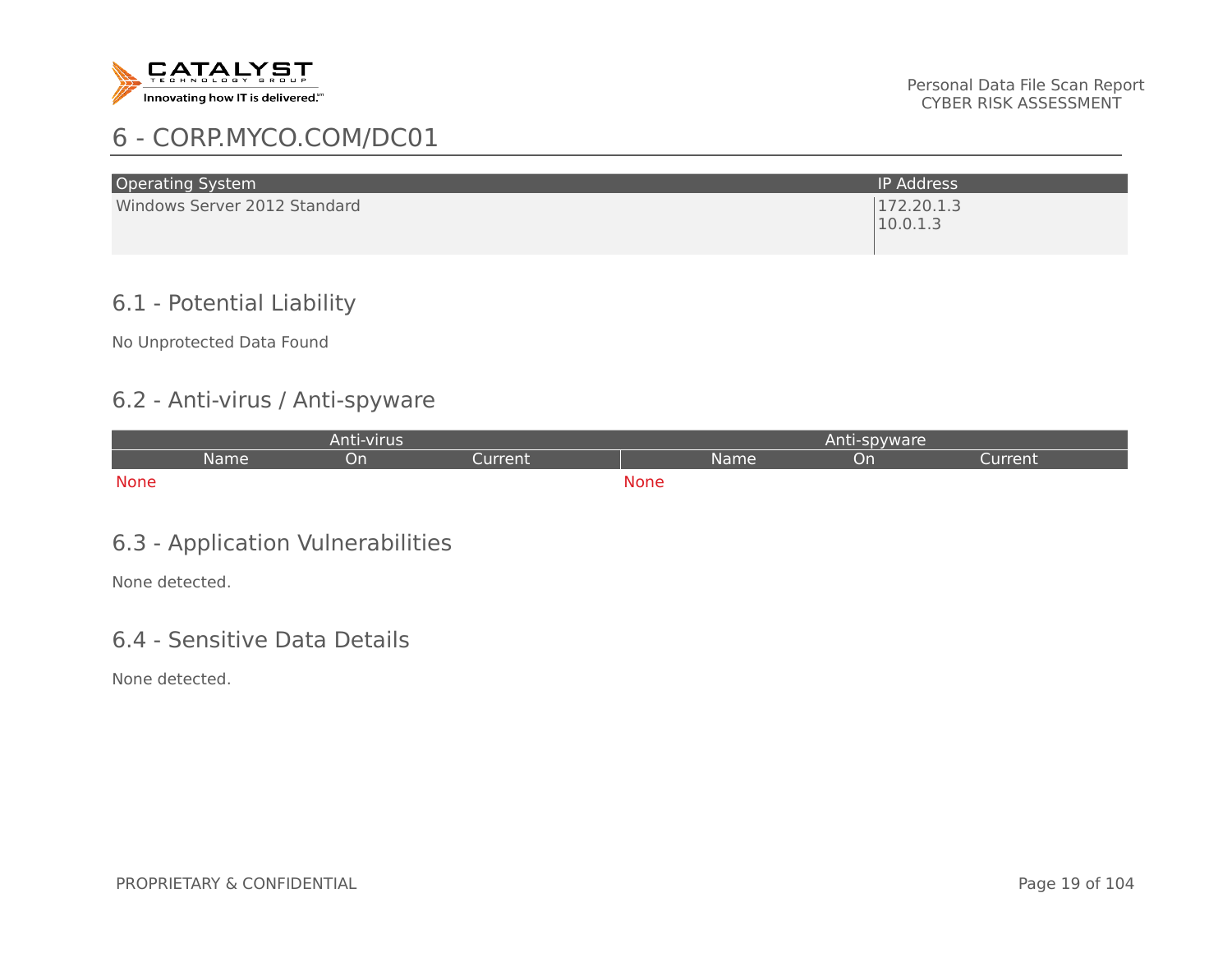# 6 - CORP.MYCO.COM/DC01

| Operating System | IP Address |
| --- | --- |
| Windows Server 2012 Standard | 172.20.1.3<br>10.0.1.3 |

## 6.1 - Potential Liability

No Unprotected Data Found

## 6.2 - Anti-virus / Anti-spyware

| Anti-virus | | | Anti-spyware | | |
| --- | --- | --- | --- | --- | --- |
| Name | On | Current | Name | On | Current |
| None | | | None | | |

## 6.3 - Application Vulnerabilities

None detected.

## 6.4 - Sensitive Data Details

None detected.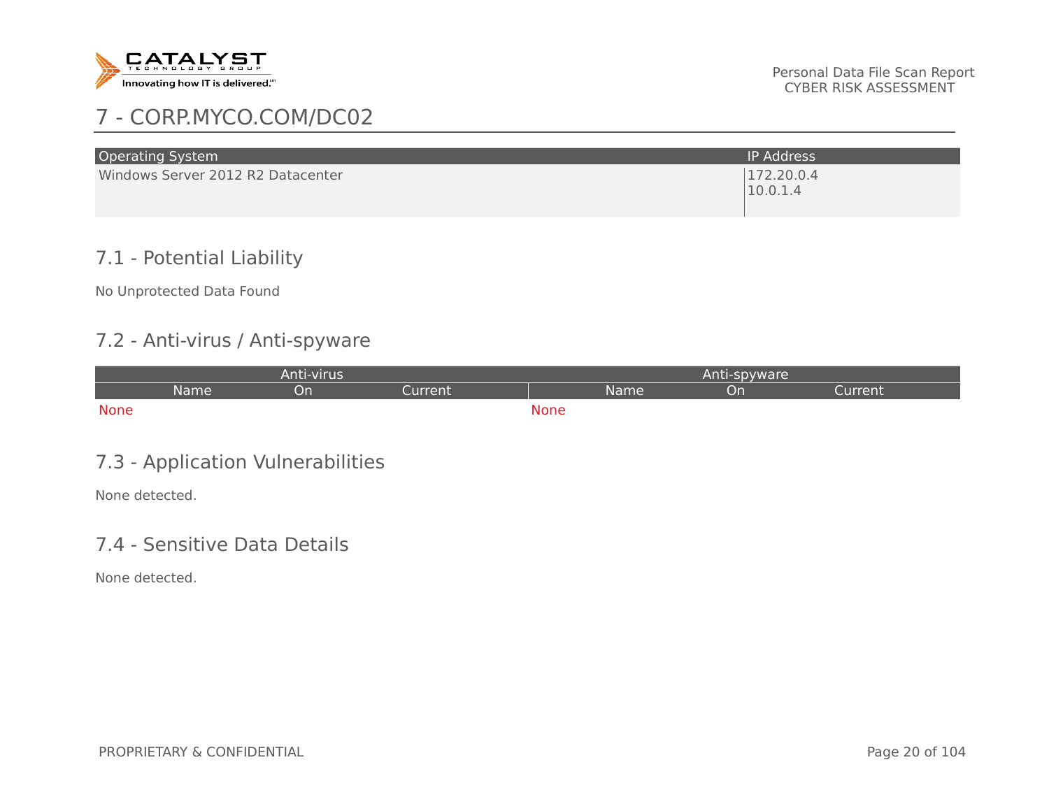# 7 - CORP.MYCO.COM/DC02

| Operating System | IP Address |
|---|---|
| Windows Server 2012 R2 Datacenter | 172.20.0.4<br>10.0.1.4 |

## 7.1 - Potential Liability

No Unprotected Data Found

## 7.2 - Anti-virus / Anti-spyware

| Anti-virus | | | Anti-spyware | | |
|---|---|---|---|---|---|
| Name | On | Current | Name | On | Current |
| None | | | None | | |

## 7.3 - Application Vulnerabilities

None detected.

## 7.4 - Sensitive Data Details

None detected.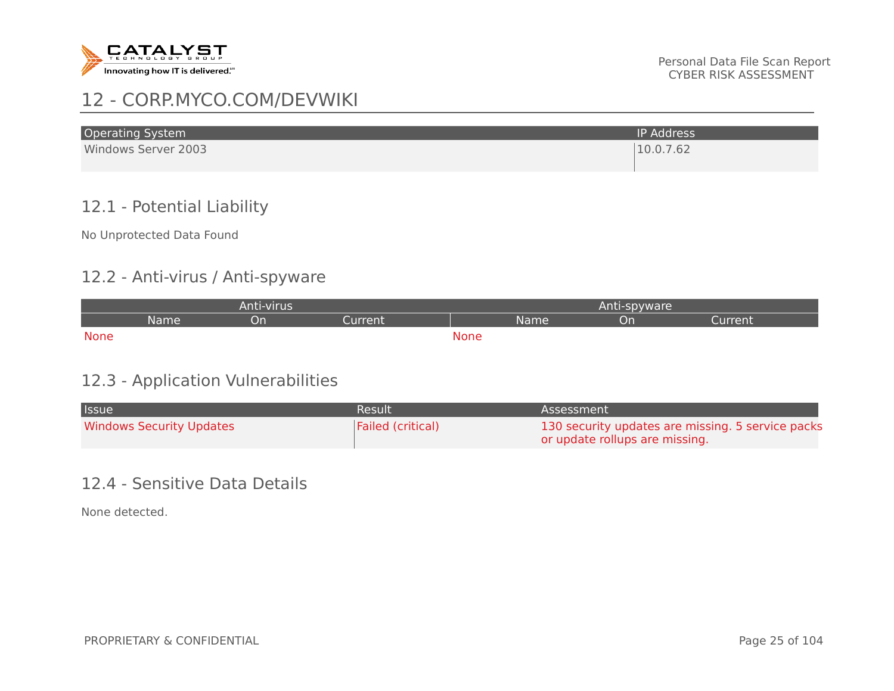## 12 - CORP.MYCO.COM/DEVWIKI

| Operating System | IP Address |
| --- | --- |
| Windows Server 2003 | 10.0.7.62 |

### 12.1 - Potential Liability

No Unprotected Data Found

### 12.2 - Anti-virus / Anti-spyware

| Anti-virus | | | Anti-spyware | | |
| --- | --- | --- | --- | --- | --- |
| Name | On | Current | Name | On | Current |
| None | | | None | | |

### 12.3 - Application Vulnerabilities

| Issue | Result | Assessment |
| --- | --- | --- |
| Windows Security Updates | Failed (critical) | 130 security updates are missing. 5 service packs or update rollups are missing. |

### 12.4 - Sensitive Data Details

None detected.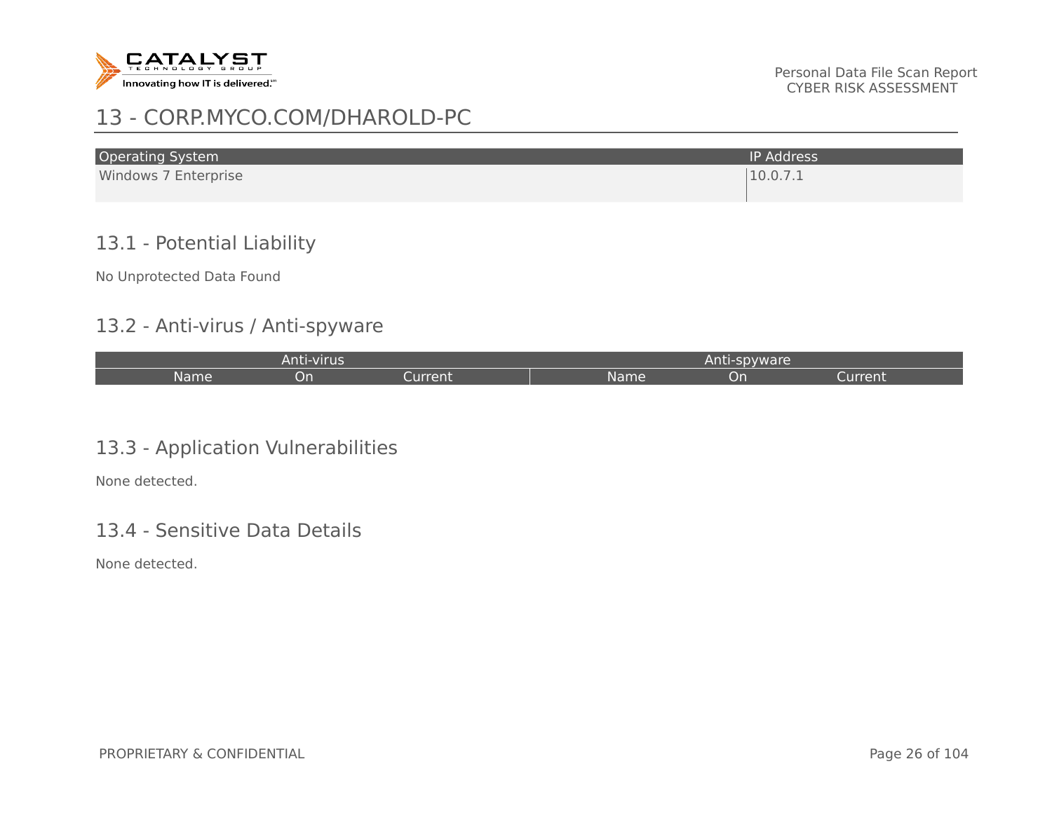# 13 - CORP.MYCO.COM/DHAROLD-PC

| Operating System | IP Address |
| --- | --- |
| Windows 7 Enterprise | 10.0.7.1 |

## 13.1 - Potential Liability

No Unprotected Data Found

## 13.2 - Anti-virus / Anti-spyware

| Anti-virus | | | Anti-spyware | | |
| --- | --- | --- | --- | --- | --- |
| Name | On | Current | Name | On | Current |

## 13.3 - Application Vulnerabilities

None detected.

## 13.4 - Sensitive Data Details

None detected.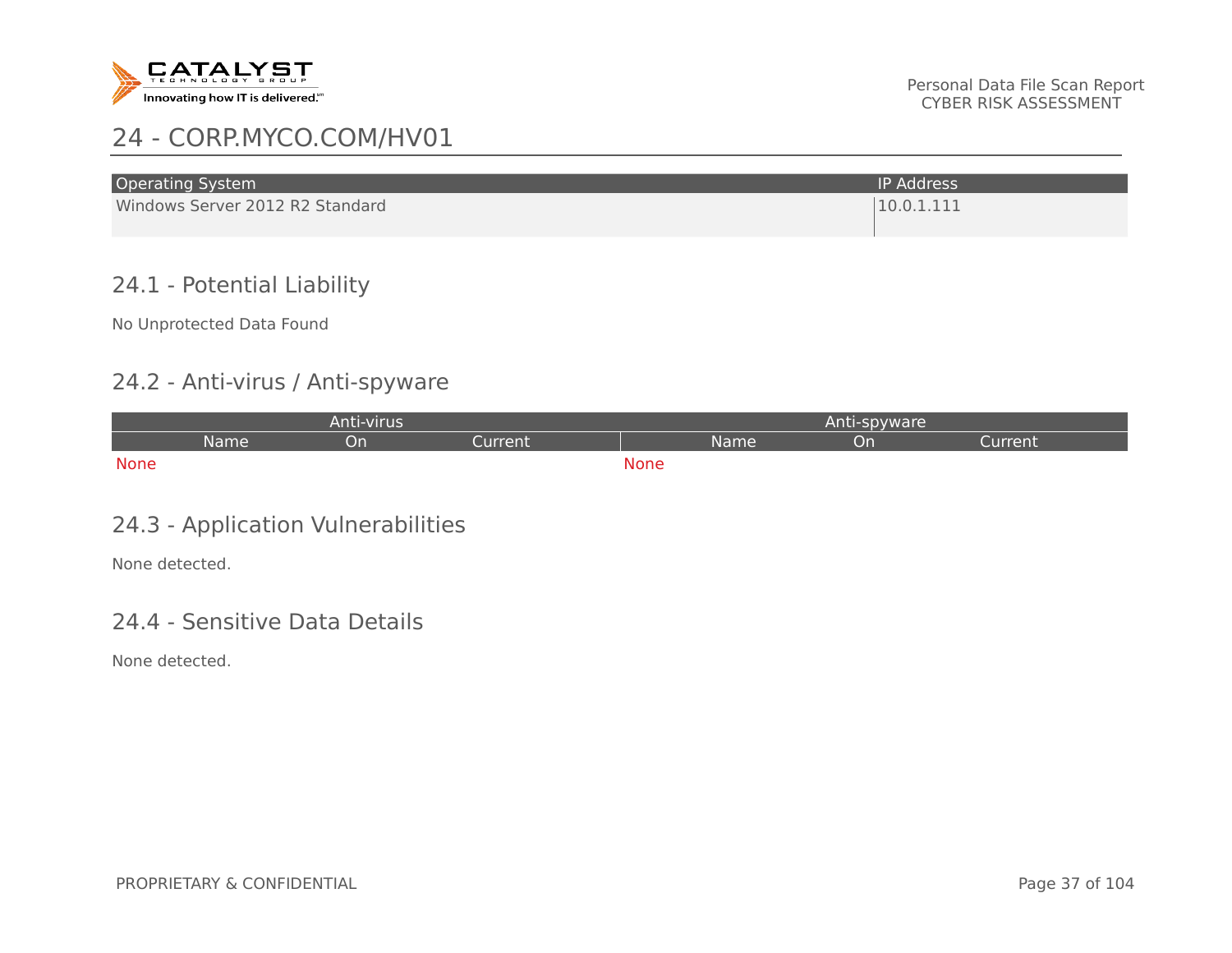# 24 - CORP.MYCO.COM/HV01

| Operating System | IP Address |
|---|---|
| Windows Server 2012 R2 Standard | 10.0.1.111 |

## 24.1 - Potential Liability

No Unprotected Data Found

## 24.2 - Anti-virus / Anti-spyware

| Anti-virus | | | Anti-spyware | | |
|---|---|---|---|---|---|
| Name | On | Current | Name | On | Current |
| None | | | None | | |

## 24.3 - Application Vulnerabilities

None detected.

## 24.4 - Sensitive Data Details

None detected.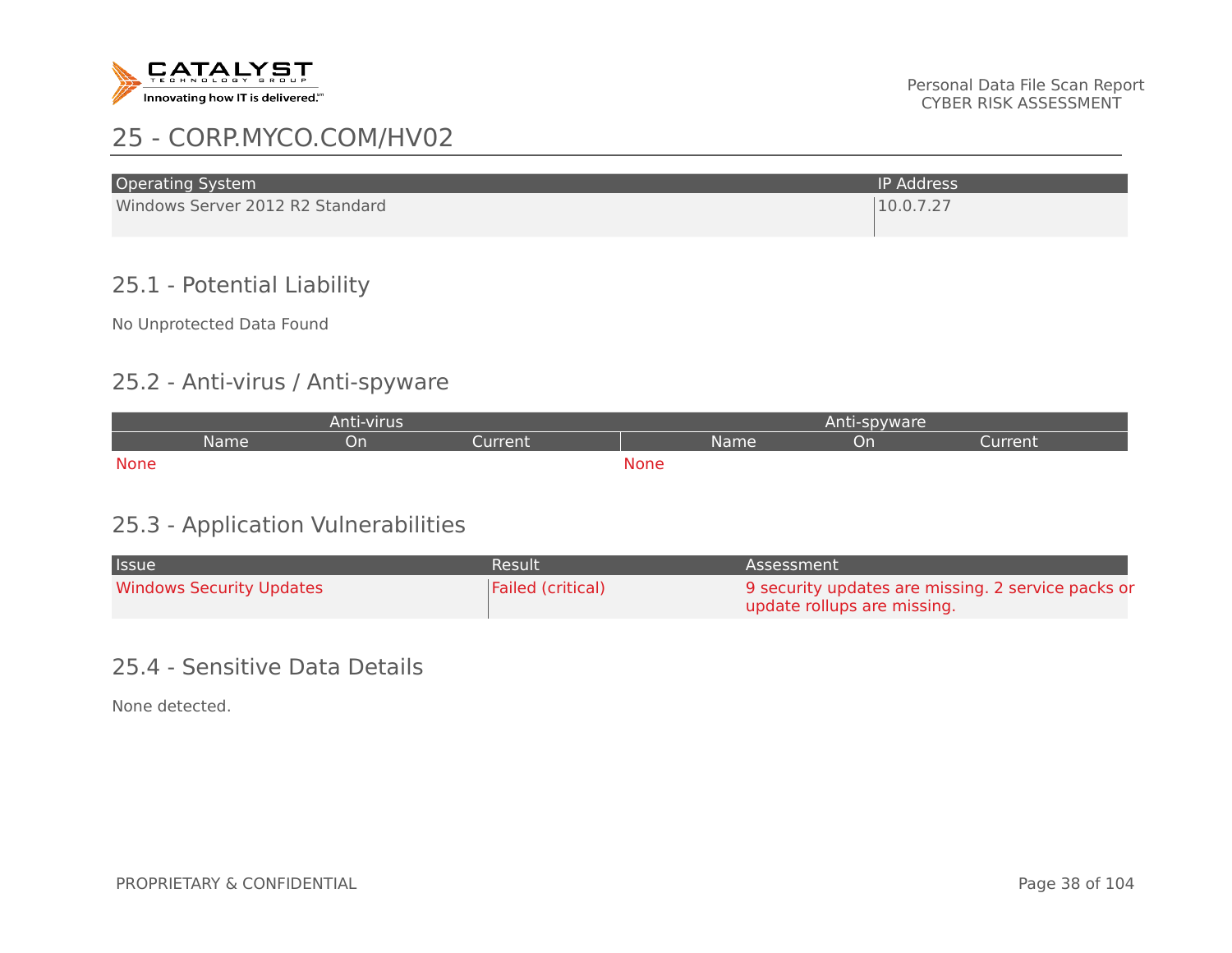## 25 - CORP.MYCO.COM/HV02

| Operating System | IP Address |
| --- | --- |
| Windows Server 2012 R2 Standard | 10.0.7.27 |

### 25.1 - Potential Liability

No Unprotected Data Found

### 25.2 - Anti-virus / Anti-spyware

| Anti-virus | | | Anti-spyware | | |
| --- | --- | --- | --- | --- | --- |
| Name | On | Current | Name | On | Current |
| None | | | None | | |

### 25.3 - Application Vulnerabilities

| Issue | Result | Assessment |
| --- | --- | --- |
| Windows Security Updates | Failed (critical) | 9 security updates are missing. 2 service packs or update rollups are missing. |

### 25.4 - Sensitive Data Details

None detected.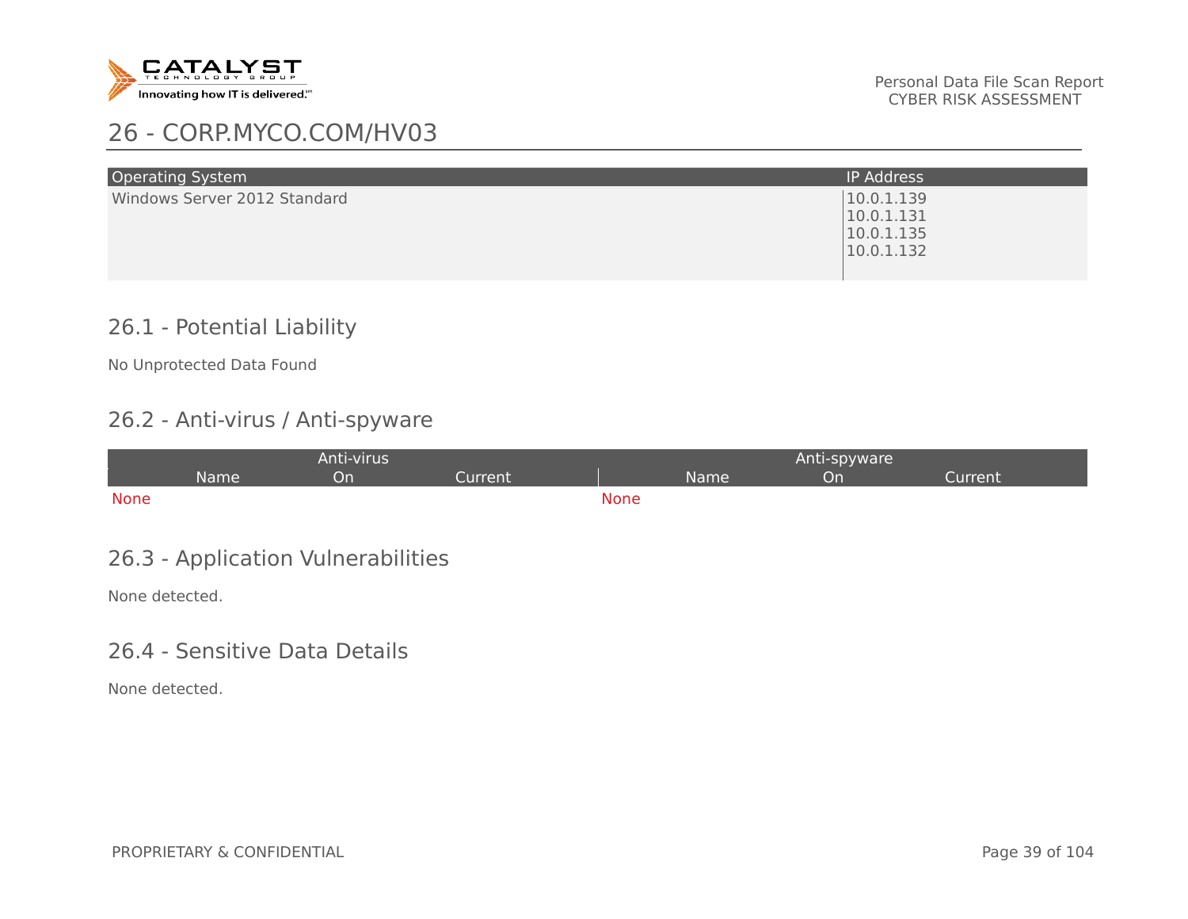# 26 - CORP.MYCO.COM/HV03

| Operating System | IP Address |
| --- | --- |
| Windows Server 2012 Standard | 10.0.1.139<br>10.0.1.131<br>10.0.1.135<br>10.0.1.132 |

## 26.1 - Potential Liability

No Unprotected Data Found

## 26.2 - Anti-virus / Anti-spyware

| Anti-virus | | | Anti-spyware | | |
| --- | --- | --- | --- | --- | --- |
| Name | On | Current | Name | On | Current |
| None | | | None | | |

## 26.3 - Application Vulnerabilities

None detected.

## 26.4 - Sensitive Data Details

None detected.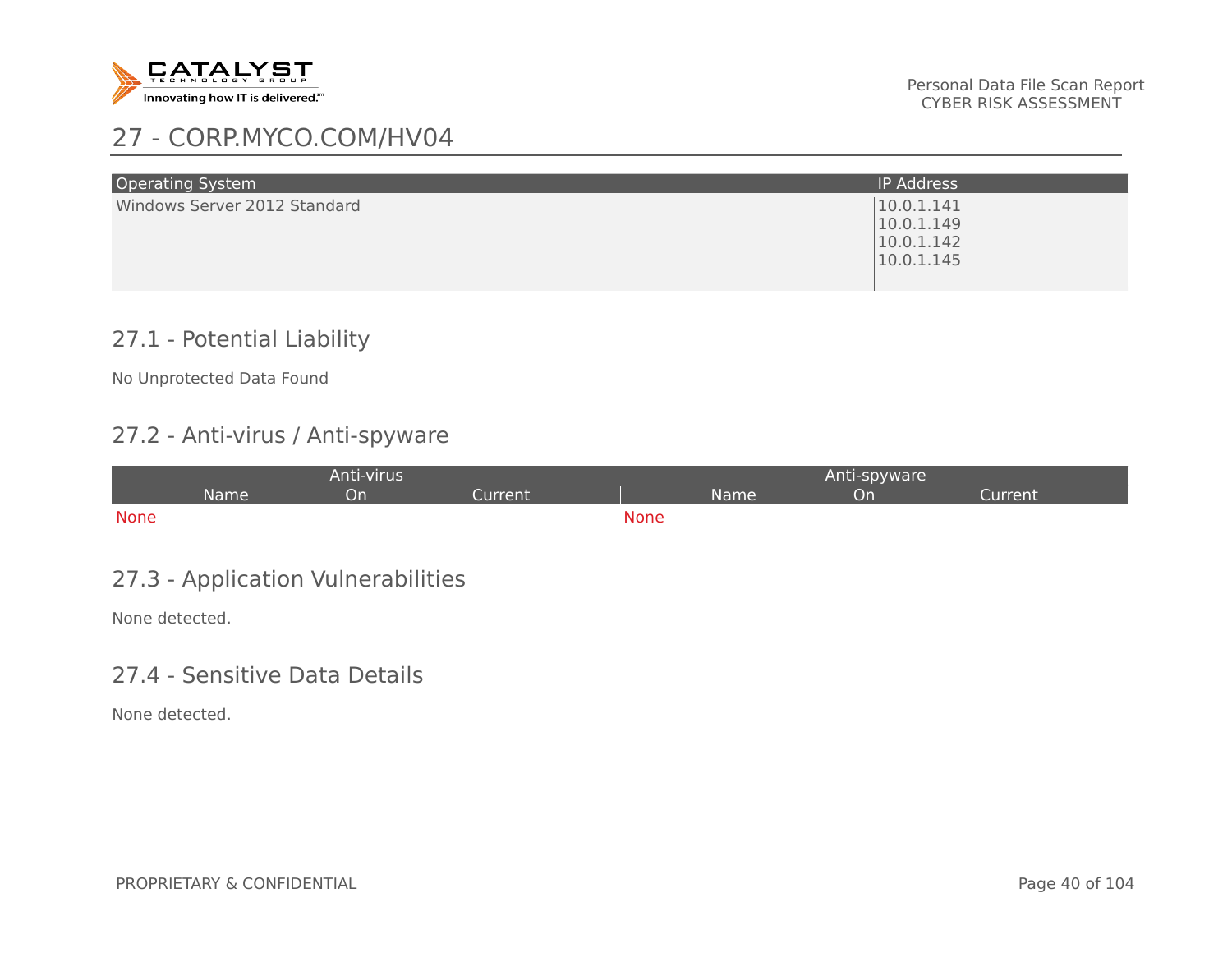## 27 - CORP.MYCO.COM/HV04

| Operating System | IP Address |
|---|---|
| Windows Server 2012 Standard | 10.0.1.141<br>10.0.1.149<br>10.0.1.142<br>10.0.1.145 |

### 27.1 - Potential Liability

No Unprotected Data Found

### 27.2 - Anti-virus / Anti-spyware

| Anti-virus | | | Anti-spyware | | |
|---|---|---|---|---|---|
| Name | On | Current | Name | On | Current |
| None | | | None | | |

### 27.3 - Application Vulnerabilities

None detected.

### 27.4 - Sensitive Data Details

None detected.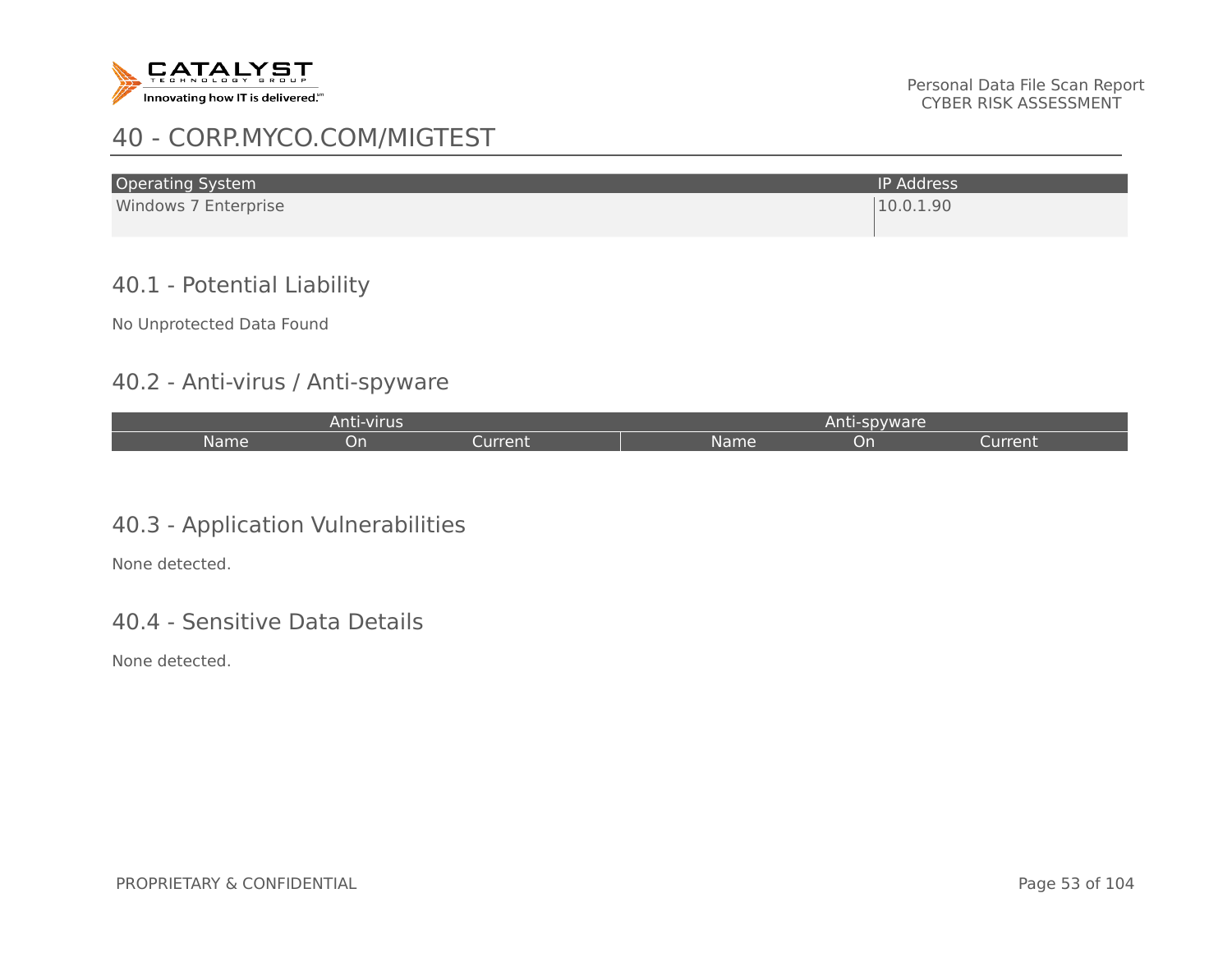## 40 - CORP.MYCO.COM/MIGTEST

| Operating System | IP Address |
| --- | --- |
| Windows 7 Enterprise | 10.0.1.90 |

### 40.1 - Potential Liability

No Unprotected Data Found

### 40.2 - Anti-virus / Anti-spyware

| Anti-virus | | | Anti-spyware | | |
| --- | --- | --- | --- | --- | --- |
| Name | On | Current | Name | On | Current |

### 40.3 - Application Vulnerabilities

None detected.

### 40.4 - Sensitive Data Details

None detected.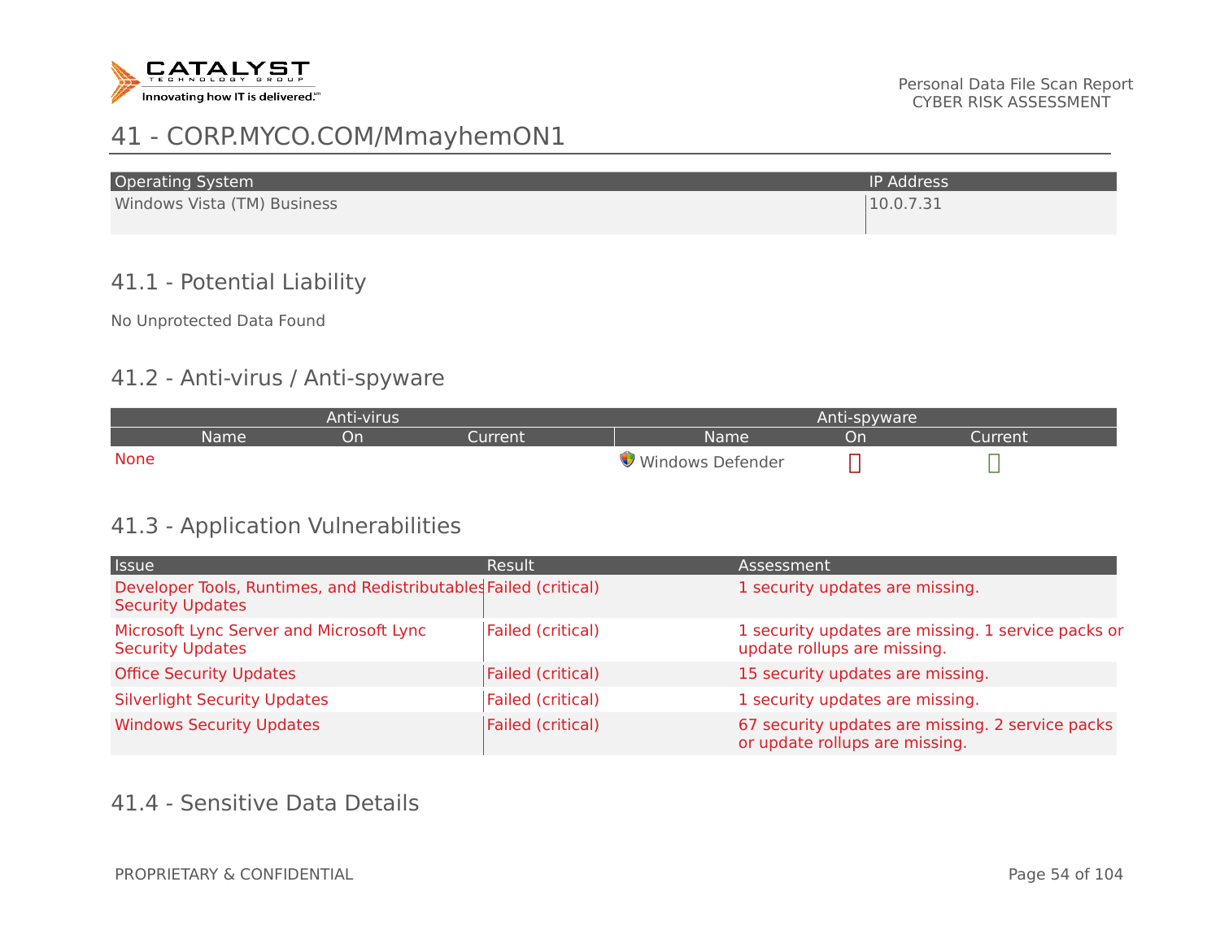# 41 - CORP.MYCO.COM/MmayhemON1

| Operating System | IP Address |
|---|---|
| Windows Vista (TM) Business | 10.0.7.31 |

## 41.1 - Potential Liability

No Unprotected Data Found

## 41.2 - Anti-virus / Anti-spyware

| Anti-virus | | | Anti-spyware | | |
|---|---|---|---|---|---|
| Name | On | Current | Name | On | Current |
| None | | | Windows Defender | ✗ | ✓ |

## 41.3 - Application Vulnerabilities

| Issue | Result | Assessment |
|---|---|---|
| Developer Tools, Runtimes, and Redistributables Security Updates | Failed (critical) | 1 security updates are missing. |
| Microsoft Lync Server and Microsoft Lync Security Updates | Failed (critical) | 1 security updates are missing. 1 service packs or update rollups are missing. |
| Office Security Updates | Failed (critical) | 15 security updates are missing. |
| Silverlight Security Updates | Failed (critical) | 1 security updates are missing. |
| Windows Security Updates | Failed (critical) | 67 security updates are missing. 2 service packs or update rollups are missing. |

## 41.4 - Sensitive Data Details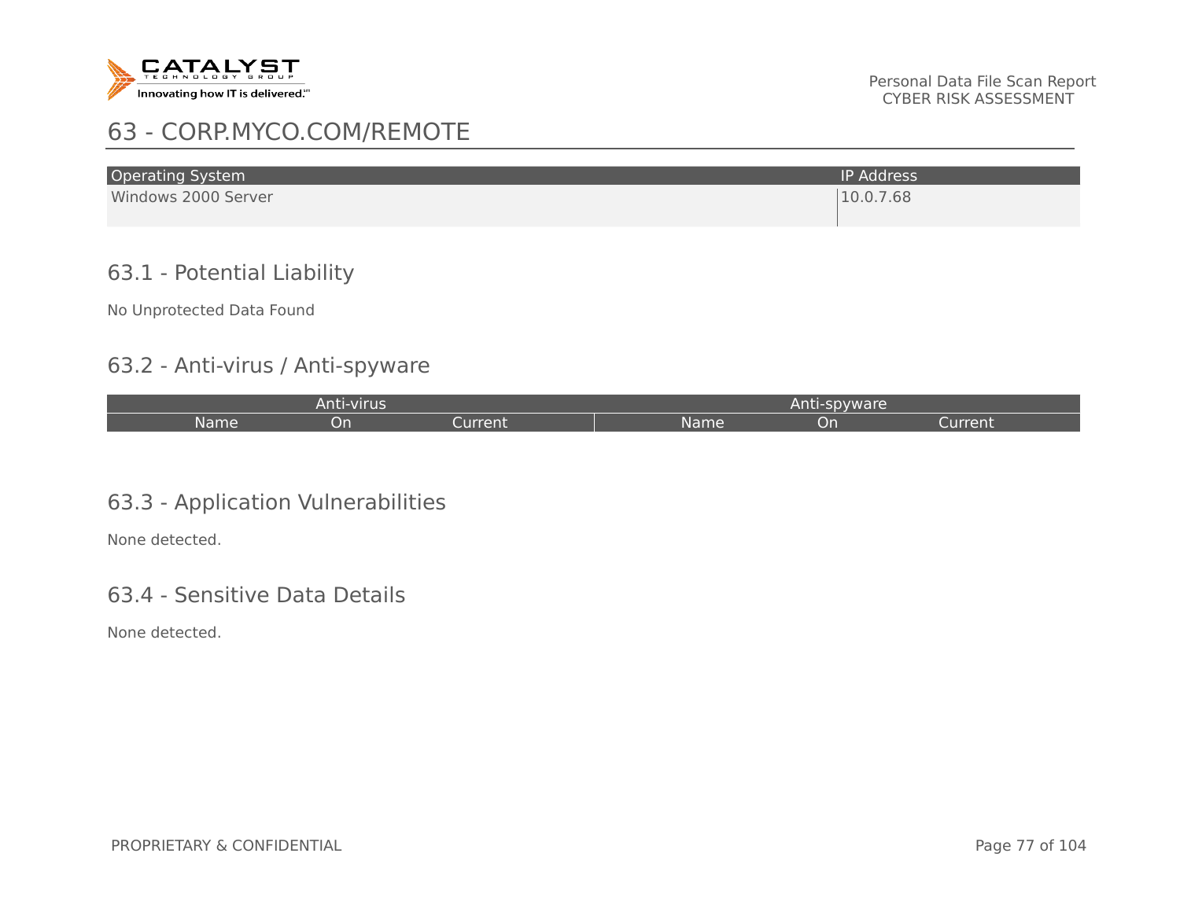# 63 - CORP.MYCO.COM/REMOTE

| Operating System | IP Address |
|---|---|
| Windows 2000 Server | 10.0.7.68 |

## 63.1 - Potential Liability

No Unprotected Data Found

## 63.2 - Anti-virus / Anti-spyware

| Anti-virus | | | Anti-spyware | | |
|---|---|---|---|---|---|
| Name | On | Current | Name | On | Current |

## 63.3 - Application Vulnerabilities

None detected.

## 63.4 - Sensitive Data Details

None detected.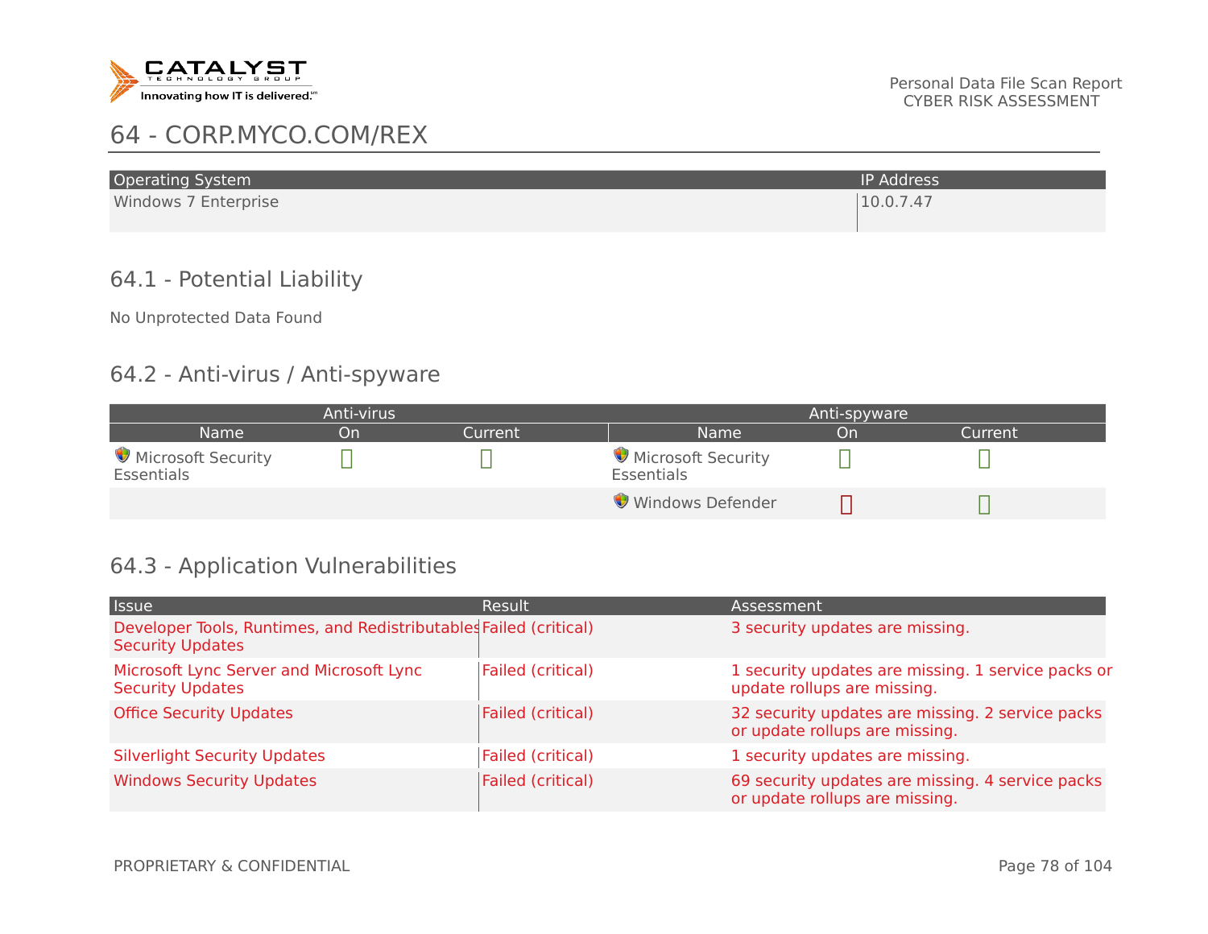# 64 - CORP.MYCO.COM/REX

| Operating System | IP Address |
|---|---|
| Windows 7 Enterprise | 10.0.7.47 |

## 64.1 - Potential Liability

No Unprotected Data Found

## 64.2 - Anti-virus / Anti-spyware

| Anti-virus | | | Anti-spyware | | |
|---|---|---|---|---|---|
| Name | On | Current | Name | On | Current |
| Microsoft Security Essentials | ✓ | ✓ | Microsoft Security Essentials | ✓ | ✓ |
| | | | Windows Defender | ✗ | ✓ |

## 64.3 - Application Vulnerabilities

| Issue | Result | Assessment |
|---|---|---|
| Developer Tools, Runtimes, and Redistributables Security Updates | Failed (critical) | 3 security updates are missing. |
| Microsoft Lync Server and Microsoft Lync Security Updates | Failed (critical) | 1 security updates are missing. 1 service packs or update rollups are missing. |
| Office Security Updates | Failed (critical) | 32 security updates are missing. 2 service packs or update rollups are missing. |
| Silverlight Security Updates | Failed (critical) | 1 security updates are missing. |
| Windows Security Updates | Failed (critical) | 69 security updates are missing. 4 service packs or update rollups are missing. |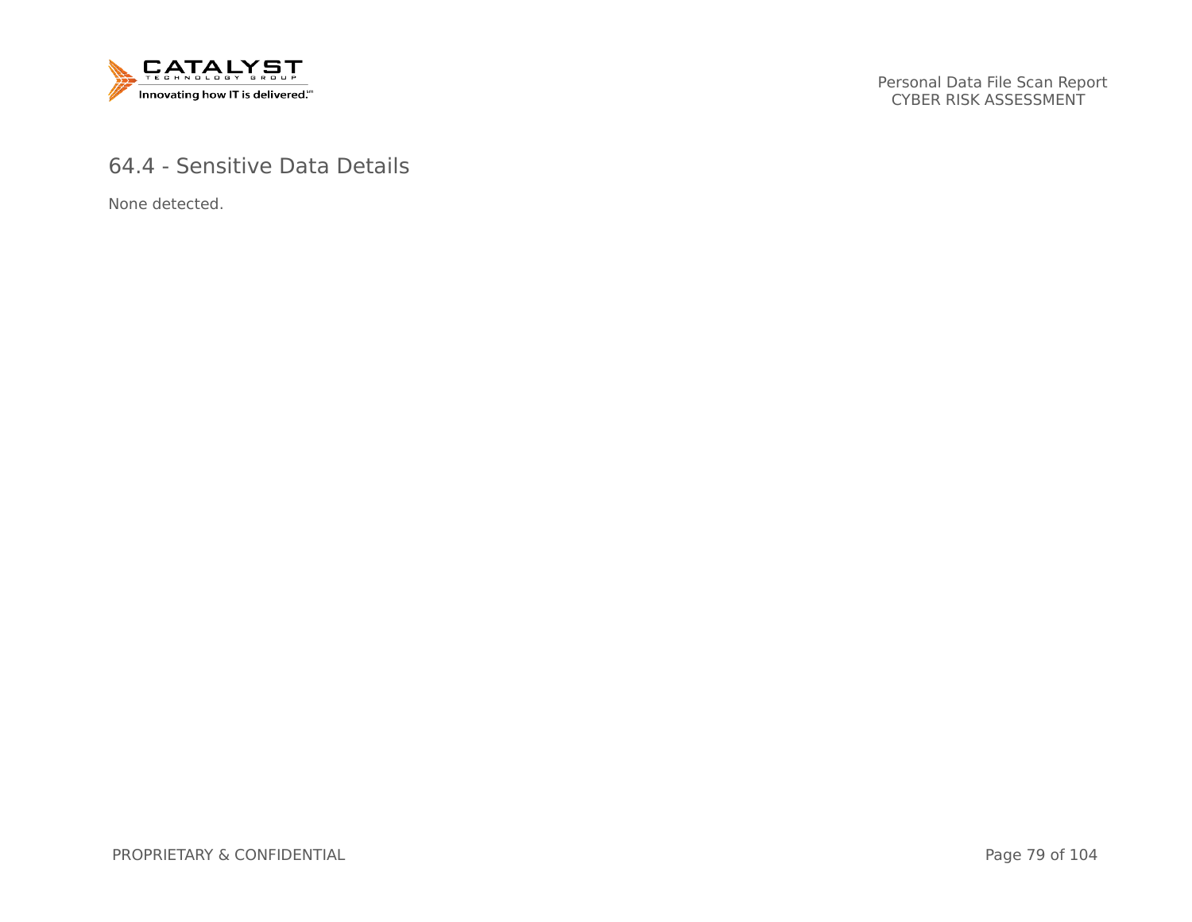## 64.4 - Sensitive Data Details

None detected.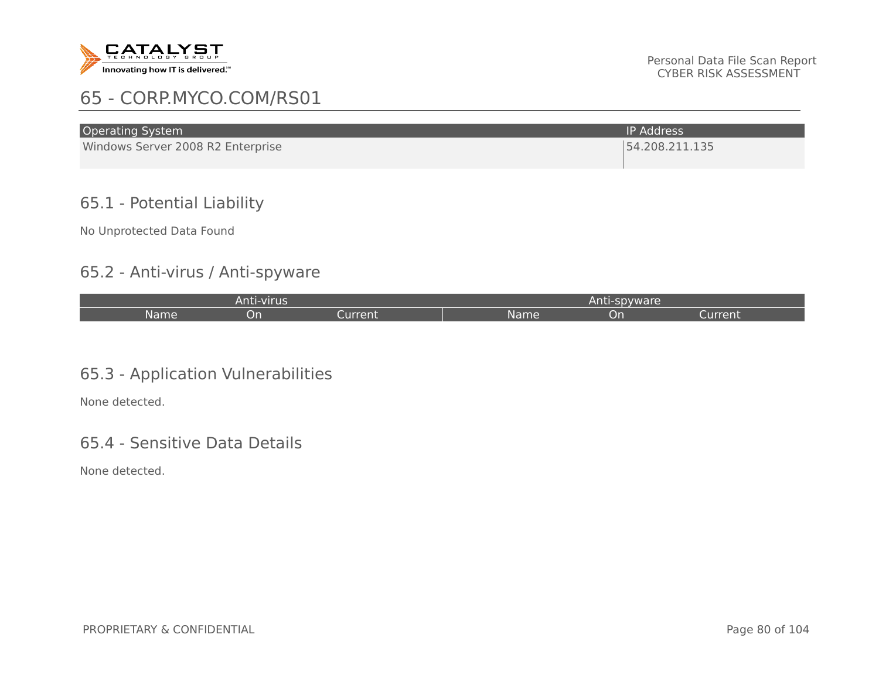# 65 - CORP.MYCO.COM/RS01

| Operating System | IP Address |
|---|---|
| Windows Server 2008 R2 Enterprise | 54.208.211.135 |

## 65.1 - Potential Liability

No Unprotected Data Found

## 65.2 - Anti-virus / Anti-spyware

| Anti-virus | | | Anti-spyware | | |
|---|---|---|---|---|---|
| Name | On | Current | Name | On | Current |

## 65.3 - Application Vulnerabilities

None detected.

## 65.4 - Sensitive Data Details

None detected.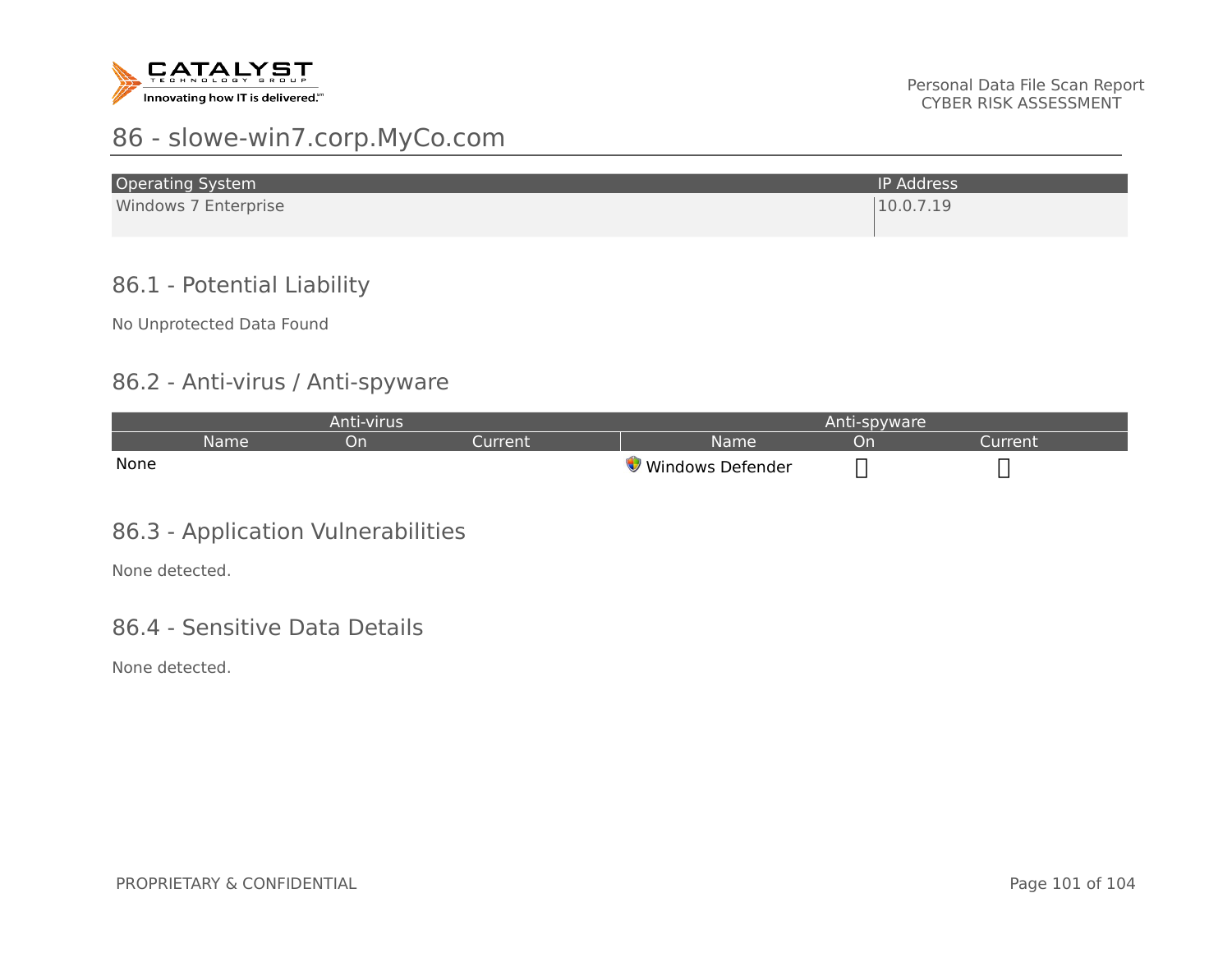## 86 - slowe-win7.corp.MyCo.com

| Operating System | IP Address |
| --- | --- |
| Windows 7 Enterprise | 10.0.7.19 |

### 86.1 - Potential Liability

No Unprotected Data Found

### 86.2 - Anti-virus / Anti-spyware

| Anti-virus | | | Anti-spyware | | |
| --- | --- | --- | --- | --- | --- |
| Name | On | Current | Name | On | Current |
| None | | | Windows Defender | ✓ | ✓ |

### 86.3 - Application Vulnerabilities

None detected.

### 86.4 - Sensitive Data Details

None detected.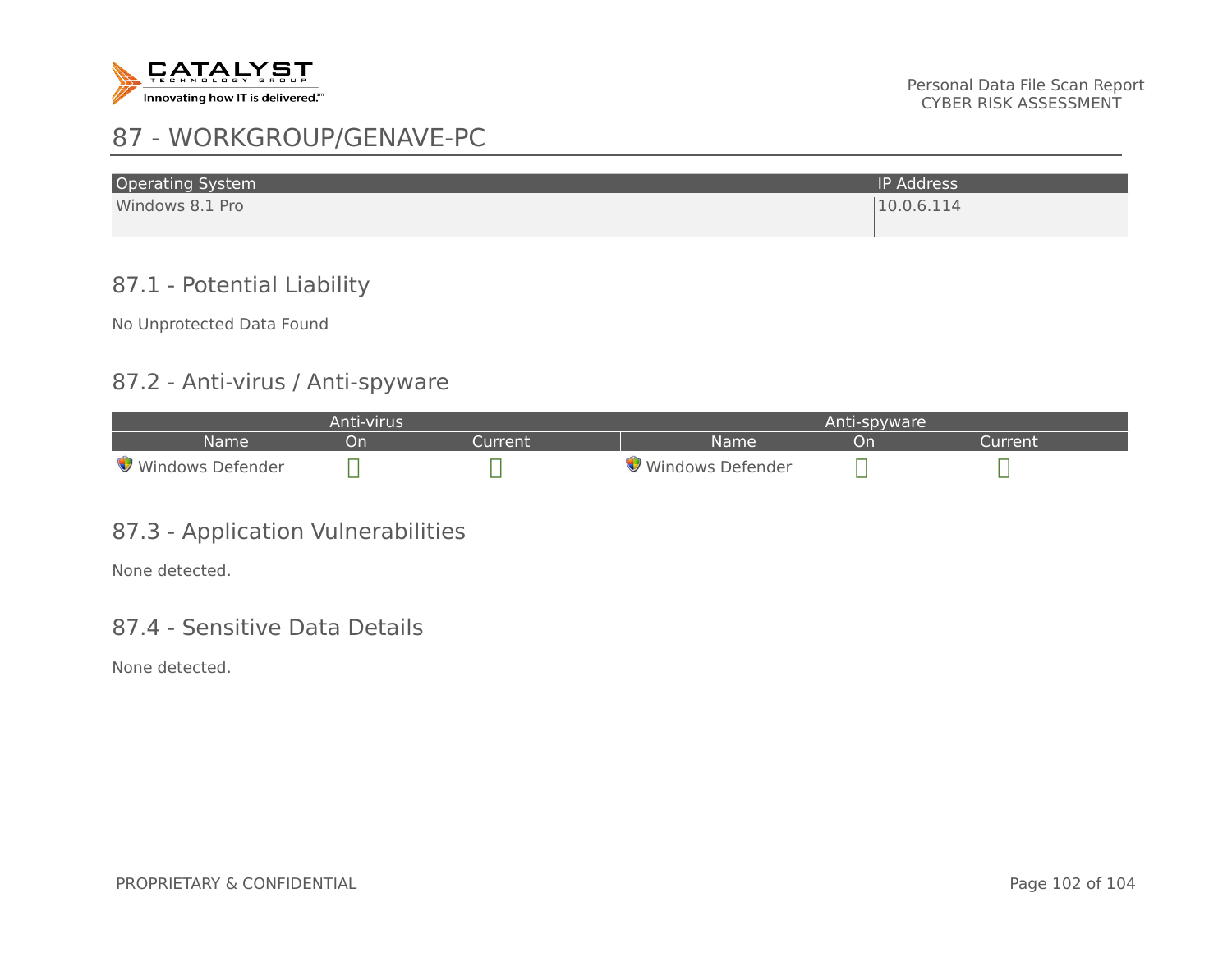# 87 - WORKGROUP/GENAVE-PC

| Operating System | IP Address |
| --- | --- |
| Windows 8.1 Pro | 10.0.6.114 |

## 87.1 - Potential Liability

No Unprotected Data Found

## 87.2 - Anti-virus / Anti-spyware

| Anti-virus | | | Anti-spyware | | |
| --- | --- | --- | --- | --- | --- |
| Name | On | Current | Name | On | Current |
| Windows Defender | ✓ | ✓ | Windows Defender | ✓ | ✓ |

## 87.3 - Application Vulnerabilities

None detected.

## 87.4 - Sensitive Data Details

None detected.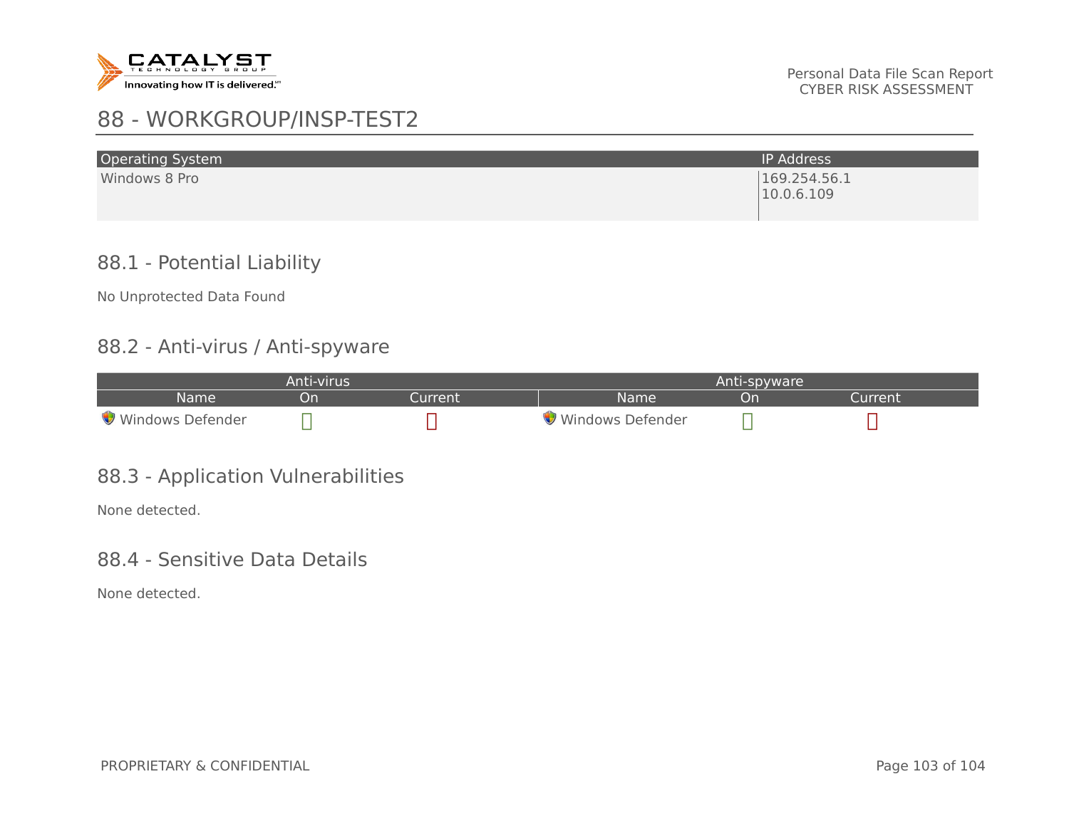# 88 - WORKGROUP/INSP-TEST2

| Operating System | IP Address |
|---|---|
| Windows 8 Pro | 169.254.56.1<br>10.0.6.109 |

## 88.1 - Potential Liability

No Unprotected Data Found

## 88.2 - Anti-virus / Anti-spyware

| Anti-virus | | | Anti-spyware | | |
|---|---|---|---|---|---|
| Name | On | Current | Name | On | Current |
| Windows Defender | ✓ | ✗ | Windows Defender | ✓ | ✗ |

## 88.3 - Application Vulnerabilities

None detected.

## 88.4 - Sensitive Data Details

None detected.